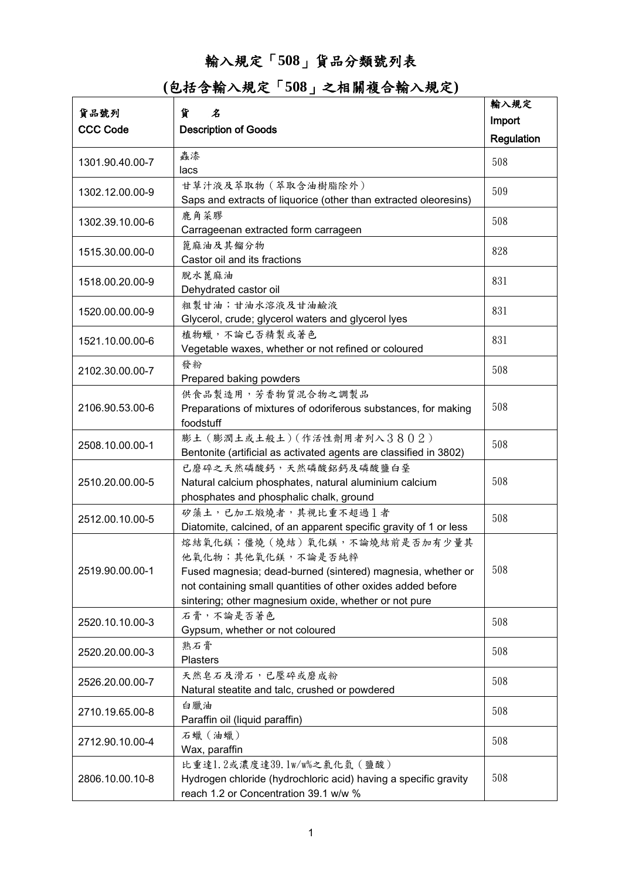# 輸入規定「508」貨品分類號列表

## (包括含輸入規定「508」之相關複合輸入規定)

| 貨品號列<br>CCC Code | 貨　名<br>Description of Goods | 輸入規定<br>Import Regulation |
|---|---|---|
| 1301.90.40.00-7 | 蟲漆<br>lacs | 508 |
| 1302.12.00.00-9 | 甘草汁液及萃取物（萃取含油樹脂除外）<br>Saps and extracts of liquorice (other than extracted oleoresins) | 509 |
| 1302.39.10.00-6 | 鹿角菜膠<br>Carrageenan extracted form carrageen | 508 |
| 1515.30.00.00-0 | 蓖麻油及其餾分物<br>Castor oil and its fractions | 828 |
| 1518.00.20.00-9 | 脫水蓖麻油<br>Dehydrated castor oil | 831 |
| 1520.00.00.00-9 | 粗製甘油；甘油水溶液及甘油鹼液<br>Glycerol, crude; glycerol waters and glycerol lyes | 831 |
| 1521.10.00.00-6 | 植物蠟，不論已否精製或著色<br>Vegetable waxes, whether or not refined or coloured | 831 |
| 2102.30.00.00-7 | 發粉<br>Prepared baking powders | 508 |
| 2106.90.53.00-6 | 供食品製造用，芳香物質混合物之調製品<br>Preparations of mixtures of odoriferous substances, for making foodstuff | 508 |
| 2508.10.00.00-1 | 膨土（膨潤土或土般土）（作活性劑用者列入３８０２）<br>Bentonite (artificial as activated agents are classified in 3802) | 508 |
| 2510.20.00.00-5 | 已磨碎之天然磷酸鈣，天然磷酸鋁鈣及磷酸鹽白堊<br>Natural calcium phosphates, natural aluminium calcium phosphates and phosphalic chalk, ground | 508 |
| 2512.00.10.00-5 | 矽藻土，已加工煅燒者，其視比重不超過１者<br>Diatomite, calcined, of an apparent specific gravity of 1 or less | 508 |
| 2519.90.00.00-1 | 熔結氧化鎂；僵燒（燒結）氧化鎂，不論燒結前是否加有少量其他氧化物；其他氧化鎂，不論是否純粹<br>Fused magnesia; dead-burned (sintered) magnesia, whether or not containing small quantities of other oxides added before sintering; other magnesium oxide, whether or not pure | 508 |
| 2520.10.10.00-3 | 石膏，不論是否著色<br>Gypsum, whether or not coloured | 508 |
| 2520.20.00.00-3 | 熟石膏<br>Plasters | 508 |
| 2526.20.00.00-7 | 天然皂石及滑石，已壓碎或磨成粉<br>Natural steatite and talc, crushed or powdered | 508 |
| 2710.19.65.00-8 | 白臘油<br>Paraffin oil (liquid paraffin) | 508 |
| 2712.90.10.00-4 | 石蠟（油蠟）<br>Wax, paraffin | 508 |
| 2806.10.00.10-8 | 比重達1.2或濃度達39.1w/w%之氯化氫（鹽酸）<br>Hydrogen chloride (hydrochloric acid) having a specific gravity reach 1.2 or Concentration 39.1 w/w % | 508 |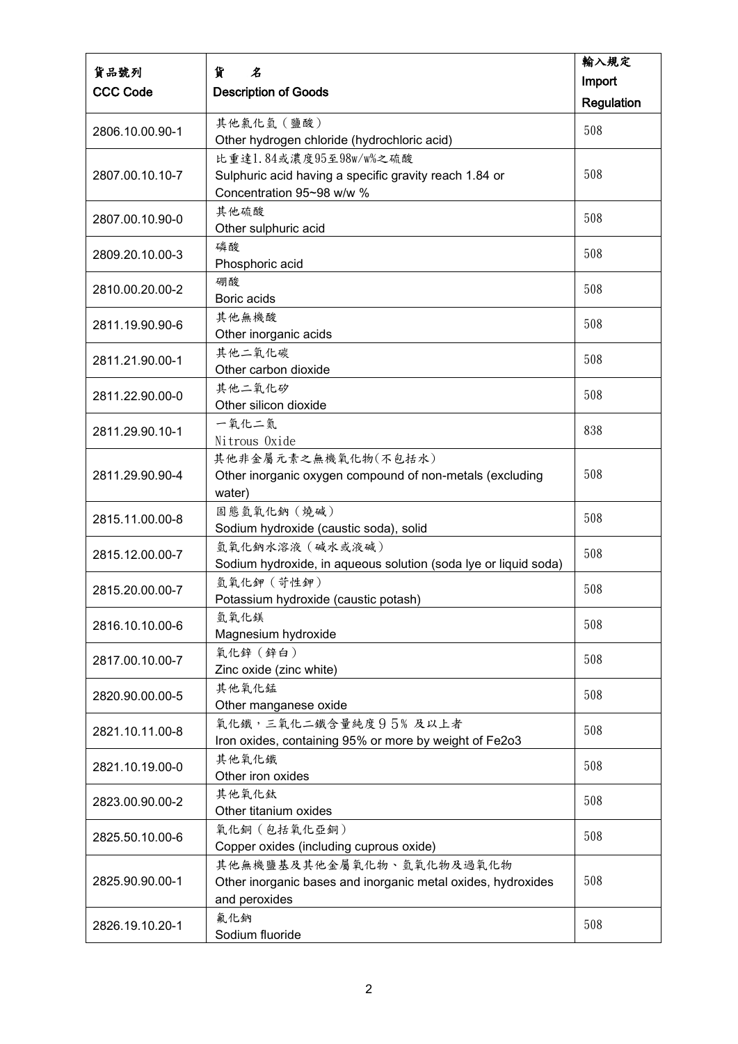| 貨品號列<br>CCC Code | 貨　名<br>Description of Goods | 輸入規定<br>Import Regulation |
|---|---|---|
| 2806.10.00.90-1 | 其他氯化氫（鹽酸）<br>Other hydrogen chloride (hydrochloric acid) | 508 |
| 2807.00.10.10-7 | 比重達1.84或濃度95至98w/w%之硫酸<br>Sulphuric acid having a specific gravity reach 1.84 or Concentration 95~98 w/w % | 508 |
| 2807.00.10.90-0 | 其他硫酸<br>Other sulphuric acid | 508 |
| 2809.20.10.00-3 | 磷酸<br>Phosphoric acid | 508 |
| 2810.00.20.00-2 | 硼酸<br>Boric acids | 508 |
| 2811.19.90.90-6 | 其他無機酸<br>Other inorganic acids | 508 |
| 2811.21.90.00-1 | 其他二氧化碳<br>Other carbon dioxide | 508 |
| 2811.22.90.00-0 | 其他二氧化矽<br>Other silicon dioxide | 508 |
| 2811.29.90.10-1 | 一氧化二氮<br>Nitrous Oxide | 838 |
| 2811.29.90.90-4 | 其他非金屬元素之無機氧化物(不包括水)<br>Other inorganic oxygen compound of non-metals (excluding water) | 508 |
| 2815.11.00.00-8 | 固態氫氧化鈉（燒鹼）<br>Sodium hydroxide (caustic soda), solid | 508 |
| 2815.12.00.00-7 | 氫氧化鈉水溶液（鹼水或液鹼）<br>Sodium hydroxide, in aqueous solution (soda lye or liquid soda) | 508 |
| 2815.20.00.00-7 | 氫氧化鉀（苛性鉀）<br>Potassium hydroxide (caustic potash) | 508 |
| 2816.10.10.00-6 | 氫氧化鎂<br>Magnesium hydroxide | 508 |
| 2817.00.10.00-7 | 氧化鋅（鋅白）<br>Zinc oxide (zinc white) | 508 |
| 2820.90.00.00-5 | 其他氧化錳<br>Other manganese oxide | 508 |
| 2821.10.11.00-8 | 氧化鐵，三氧化二鐵含量純度９５% 及以上者<br>Iron oxides, containing 95% or more by weight of Fe2o3 | 508 |
| 2821.10.19.00-0 | 其他氧化鐵<br>Other iron oxides | 508 |
| 2823.00.90.00-2 | 其他氧化鈦<br>Other titanium oxides | 508 |
| 2825.50.10.00-6 | 氧化銅（包括氧化亞銅）<br>Copper oxides (including cuprous oxide) | 508 |
| 2825.90.90.00-1 | 其他無機鹽基及其他金屬氧化物、氫氧化物及過氧化物<br>Other inorganic bases and inorganic metal oxides, hydroxides and peroxides | 508 |
| 2826.19.10.20-1 | 氟化鈉<br>Sodium fluoride | 508 |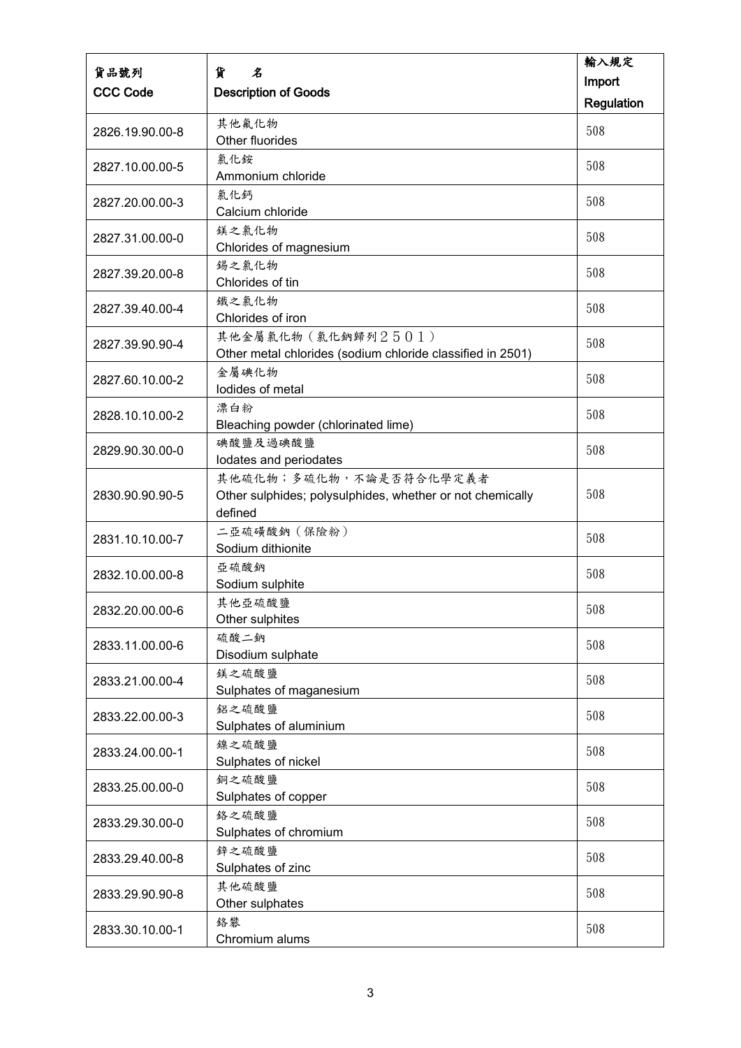| 貨品號列<br>CCC Code | 貨　名<br>Description of Goods | 輸入規定<br>Import Regulation |
|---|---|---|
| 2826.19.90.00-8 | 其他氟化物<br>Other fluorides | 508 |
| 2827.10.00.00-5 | 氯化銨<br>Ammonium chloride | 508 |
| 2827.20.00.00-3 | 氯化鈣<br>Calcium chloride | 508 |
| 2827.31.00.00-0 | 鎂之氯化物<br>Chlorides of magnesium | 508 |
| 2827.39.20.00-8 | 錫之氯化物<br>Chlorides of tin | 508 |
| 2827.39.40.00-4 | 鐵之氯化物<br>Chlorides of iron | 508 |
| 2827.39.90.90-4 | 其他金屬氯化物（氯化鈉歸列２５０１）<br>Other metal chlorides (sodium chloride classified in 2501) | 508 |
| 2827.60.10.00-2 | 金屬碘化物<br>Iodides of metal | 508 |
| 2828.10.10.00-2 | 漂白粉<br>Bleaching powder (chlorinated lime) | 508 |
| 2829.90.30.00-0 | 碘酸鹽及過碘酸鹽<br>Iodates and periodates | 508 |
| 2830.90.90.90-5 | 其他硫化物；多硫化物，不論是否符合化學定義者<br>Other sulphides; polysulphides, whether or not chemically defined | 508 |
| 2831.10.10.00-7 | 二亞硫磺酸鈉（保險粉）<br>Sodium dithionite | 508 |
| 2832.10.00.00-8 | 亞硫酸鈉<br>Sodium sulphite | 508 |
| 2832.20.00.00-6 | 其他亞硫酸鹽<br>Other sulphites | 508 |
| 2833.11.00.00-6 | 硫酸二鈉<br>Disodium sulphate | 508 |
| 2833.21.00.00-4 | 鎂之硫酸鹽<br>Sulphates of maganesium | 508 |
| 2833.22.00.00-3 | 鋁之硫酸鹽<br>Sulphates of aluminium | 508 |
| 2833.24.00.00-1 | 鎳之硫酸鹽<br>Sulphates of nickel | 508 |
| 2833.25.00.00-0 | 銅之硫酸鹽<br>Sulphates of copper | 508 |
| 2833.29.30.00-0 | 鉻之硫酸鹽<br>Sulphates of chromium | 508 |
| 2833.29.40.00-8 | 鋅之硫酸鹽<br>Sulphates of zinc | 508 |
| 2833.29.90.90-8 | 其他硫酸鹽<br>Other sulphates | 508 |
| 2833.30.10.00-1 | 鉻礬<br>Chromium alums | 508 |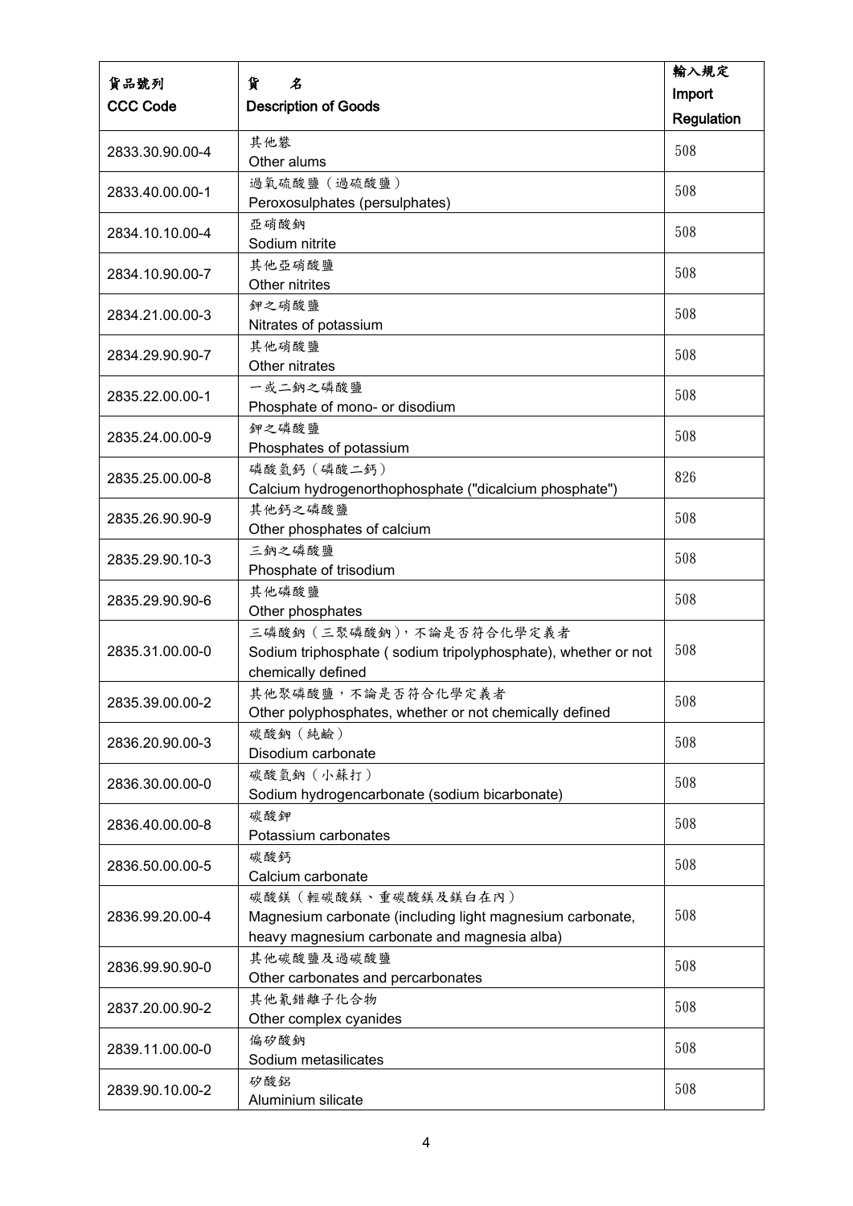| 貨品號列<br>CCC Code | 貨　　名<br>Description of Goods | 輸入規定<br>Import Regulation |
|---|---|---|
| 2833.30.90.00-4 | 其他礬<br>Other alums | 508 |
| 2833.40.00.00-1 | 過氧硫酸鹽（過硫酸鹽）<br>Peroxosulphates (persulphates) | 508 |
| 2834.10.10.00-4 | 亞硝酸鈉<br>Sodium nitrite | 508 |
| 2834.10.90.00-7 | 其他亞硝酸鹽<br>Other nitrites | 508 |
| 2834.21.00.00-3 | 鉀之硝酸鹽<br>Nitrates of potassium | 508 |
| 2834.29.90.90-7 | 其他硝酸鹽<br>Other nitrates | 508 |
| 2835.22.00.00-1 | 一或二鈉之磷酸鹽<br>Phosphate of mono- or disodium | 508 |
| 2835.24.00.00-9 | 鉀之磷酸鹽<br>Phosphates of potassium | 508 |
| 2835.25.00.00-8 | 磷酸氫鈣（磷酸二鈣）<br>Calcium hydrogenorthophosphate ("dicalcium phosphate") | 826 |
| 2835.26.90.90-9 | 其他鈣之磷酸鹽<br>Other phosphates of calcium | 508 |
| 2835.29.90.10-3 | 三鈉之磷酸鹽<br>Phosphate of trisodium | 508 |
| 2835.29.90.90-6 | 其他磷酸鹽<br>Other phosphates | 508 |
| 2835.31.00.00-0 | 三磷酸鈉（三聚磷酸鈉），不論是否符合化學定義者<br>Sodium triphosphate ( sodium tripolyphosphate), whether or not chemically defined | 508 |
| 2835.39.00.00-2 | 其他聚磷酸鹽，不論是否符合化學定義者<br>Other polyphosphates, whether or not chemically defined | 508 |
| 2836.20.90.00-3 | 碳酸鈉（純鹼）<br>Disodium carbonate | 508 |
| 2836.30.00.00-0 | 碳酸氫鈉（小蘇打）<br>Sodium hydrogencarbonate (sodium bicarbonate) | 508 |
| 2836.40.00.00-8 | 碳酸鉀<br>Potassium carbonates | 508 |
| 2836.50.00.00-5 | 碳酸鈣<br>Calcium carbonate | 508 |
| 2836.99.20.00-4 | 碳酸鎂（輕碳酸鎂、重碳酸鎂及鎂白在內）<br>Magnesium carbonate (including light magnesium carbonate, heavy magnesium carbonate and magnesia alba) | 508 |
| 2836.99.90.90-0 | 其他碳酸鹽及過碳酸鹽<br>Other carbonates and percarbonates | 508 |
| 2837.20.00.90-2 | 其他氰錯離子化合物<br>Other complex cyanides | 508 |
| 2839.11.00.00-0 | 偏矽酸鈉<br>Sodium metasilicates | 508 |
| 2839.90.10.00-2 | 矽酸鋁<br>Aluminium silicate | 508 |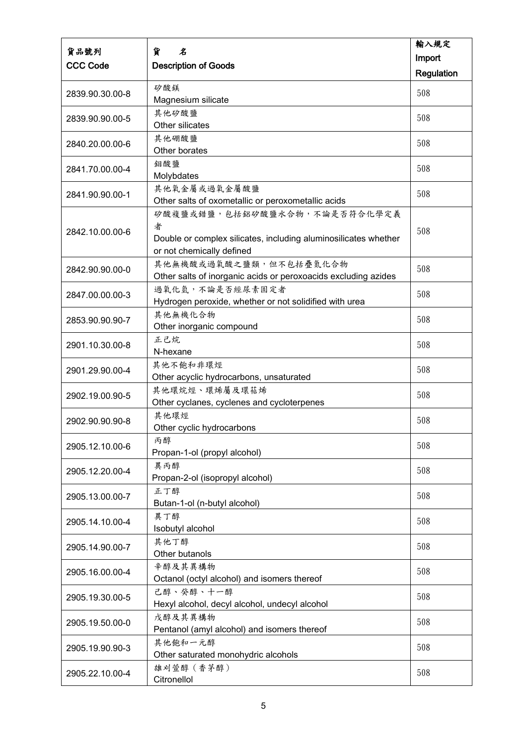| 貨品號列<br>CCC Code | 貨　名<br>Description of Goods | 輸入規定<br>Import Regulation |
| --- | --- | --- |
| 2839.90.30.00-8 | 矽酸鎂<br>Magnesium silicate | 508 |
| 2839.90.90.00-5 | 其他矽酸鹽<br>Other silicates | 508 |
| 2840.20.00.00-6 | 其他硼酸鹽<br>Other borates | 508 |
| 2841.70.00.00-4 | 鉬酸鹽<br>Molybdates | 508 |
| 2841.90.90.00-1 | 其他氧金屬或過氧金屬酸鹽<br>Other salts of oxometallic or peroxometallic acids | 508 |
| 2842.10.00.00-6 | 矽酸複鹽或錯鹽，包括鋁矽酸鹽水合物，不論是否符合化學定義者<br>Double or complex silicates, including aluminosilicates whether or not chemically defined | 508 |
| 2842.90.90.00-0 | 其他無機酸或過氧酸之鹽類，但不包括疊氮化合物<br>Other salts of inorganic acids or peroxoacids excluding azides | 508 |
| 2847.00.00.00-3 | 過氧化氫，不論是否經尿素固定者<br>Hydrogen peroxide, whether or not solidified with urea | 508 |
| 2853.90.90.90-7 | 其他無機化合物<br>Other inorganic compound | 508 |
| 2901.10.30.00-8 | 正己烷<br>N-hexane | 508 |
| 2901.29.90.00-4 | 其他不飽和非環烴<br>Other acyclic hydrocarbons, unsaturated | 508 |
| 2902.19.00.90-5 | 其他環烷烴、環烯屬及環萜烯<br>Other cyclanes, cyclenes and cycloterpenes | 508 |
| 2902.90.90.90-8 | 其他環烴<br>Other cyclic hydrocarbons | 508 |
| 2905.12.10.00-6 | 丙醇<br>Propan-1-ol (propyl alcohol) | 508 |
| 2905.12.20.00-4 | 異丙醇<br>Propan-2-ol (isopropyl alcohol) | 508 |
| 2905.13.00.00-7 | 正丁醇<br>Butan-1-ol (n-butyl alcohol) | 508 |
| 2905.14.10.00-4 | 異丁醇<br>Isobutyl alcohol | 508 |
| 2905.14.90.00-7 | 其他丁醇<br>Other butanols | 508 |
| 2905.16.00.00-4 | 辛醇及其異構物<br>Octanol (octyl alcohol) and isomers thereof | 508 |
| 2905.19.30.00-5 | 己醇、癸醇、十一醇<br>Hexyl alcohol, decyl alcohol, undecyl alcohol | 508 |
| 2905.19.50.00-0 | 戊醇及其異構物<br>Pentanol (amyl alcohol) and isomers thereof | 508 |
| 2905.19.90.90-3 | 其他飽和一元醇<br>Other saturated monohydric alcohols | 508 |
| 2905.22.10.00-4 | 雄刈萱醇（香茅醇）<br>Citronellol | 508 |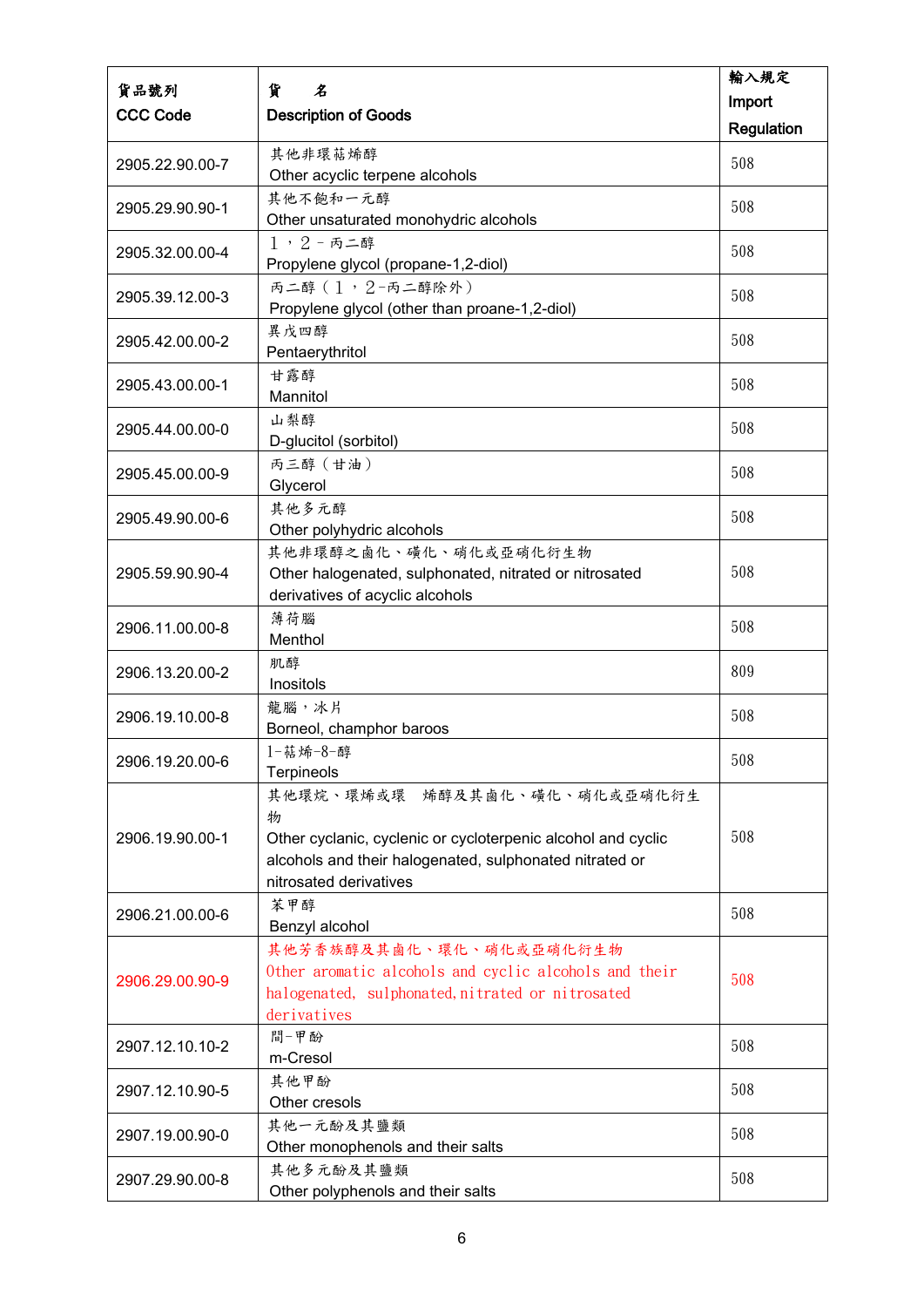| 貨品號列<br>CCC Code | 貨　名<br>Description of Goods | 輸入規定<br>Import Regulation |
|---|---|---|
| 2905.22.90.00-7 | 其他非環萜烯醇<br>Other acyclic terpene alcohols | 508 |
| 2905.29.90.90-1 | 其他不飽和一元醇<br>Other unsaturated monohydric alcohols | 508 |
| 2905.32.00.00-4 | １，２－丙二醇<br>Propylene glycol (propane-1,2-diol) | 508 |
| 2905.39.12.00-3 | 丙二醇（１，２-丙二醇除外）<br>Propylene glycol (other than proane-1,2-diol) | 508 |
| 2905.42.00.00-2 | 異戊四醇<br>Pentaerythritol | 508 |
| 2905.43.00.00-1 | 甘露醇<br>Mannitol | 508 |
| 2905.44.00.00-0 | 山梨醇<br>D-glucitol (sorbitol) | 508 |
| 2905.45.00.00-9 | 丙三醇（甘油）<br>Glycerol | 508 |
| 2905.49.90.00-6 | 其他多元醇<br>Other polyhydric alcohols | 508 |
| 2905.59.90.90-4 | 其他非環醇之鹵化、磺化、硝化或亞硝化衍生物<br>Other halogenated, sulphonated, nitrated or nitrosated derivatives of acyclic alcohols | 508 |
| 2906.11.00.00-8 | 薄荷腦<br>Menthol | 508 |
| 2906.13.20.00-2 | 肌醇<br>Inositols | 809 |
| 2906.19.10.00-8 | 龍腦，冰片<br>Borneol, champhor baroos | 508 |
| 2906.19.20.00-6 | 1-萜烯-8-醇<br>Terpineols | 508 |
| 2906.19.90.00-1 | 其他環烷、環烯或環　烯醇及其鹵化、磺化、硝化或亞硝化衍生物<br>Other cyclanic, cyclenic or cycloterpenic alcohol and cyclic alcohols and their halogenated, sulphonated nitrated or nitrosated derivatives | 508 |
| 2906.21.00.00-6 | 苯甲醇<br>Benzyl alcohol | 508 |
| 2906.29.00.90-9 | 其他芳香族醇及其鹵化、環化、硝化或亞硝化衍生物<br>Other aromatic alcohols and cyclic alcohols and their halogenated, sulphonated,nitrated or nitrosated derivatives | 508 |
| 2907.12.10.10-2 | 間-甲酚<br>m-Cresol | 508 |
| 2907.12.10.90-5 | 其他甲酚<br>Other cresols | 508 |
| 2907.19.00.90-0 | 其他一元酚及其鹽類<br>Other monophenols and their salts | 508 |
| 2907.29.90.00-8 | 其他多元酚及其鹽類<br>Other polyphenols and their salts | 508 |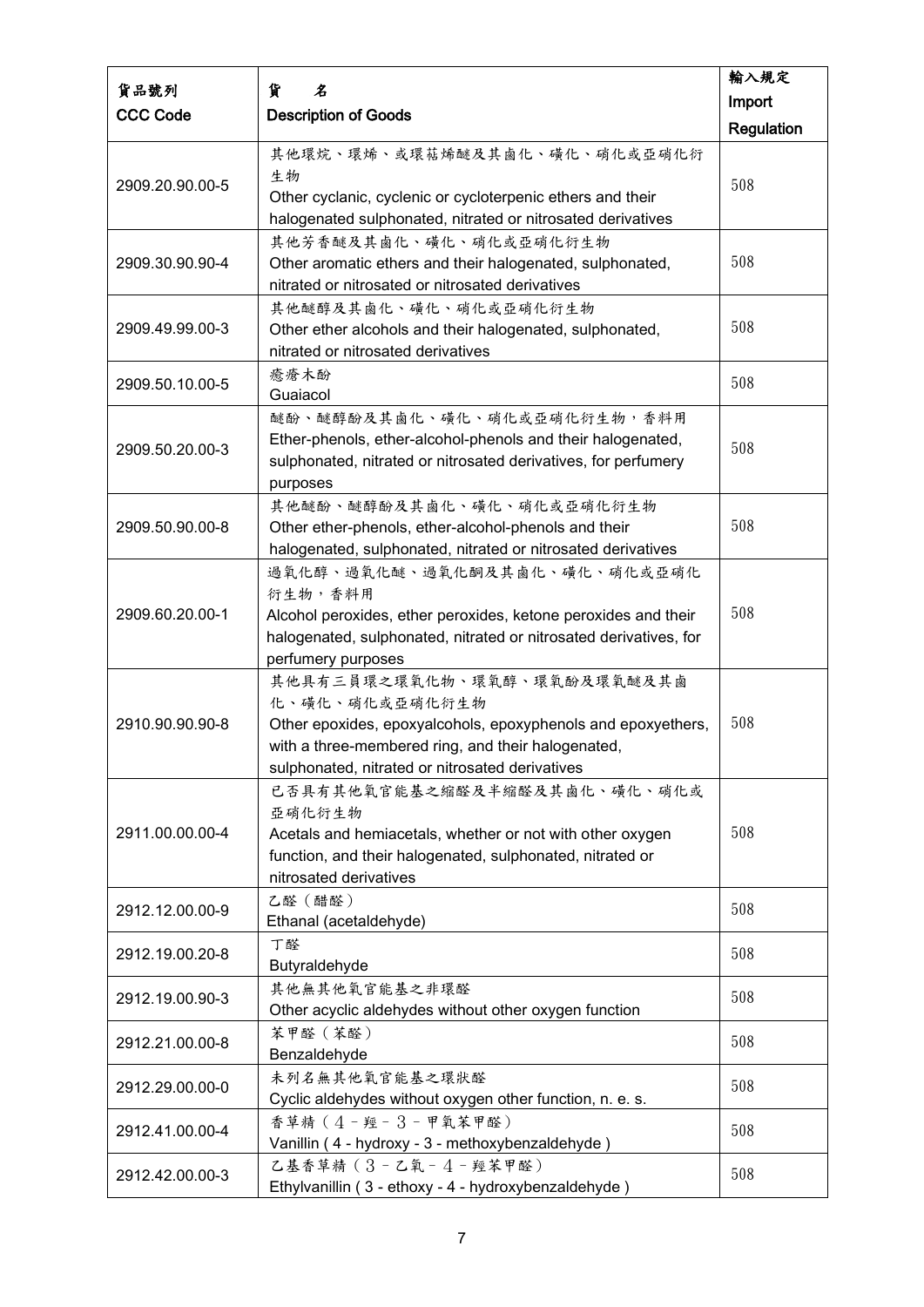| 貨品號列<br>CCC Code | 貨　名<br>Description of Goods | 輸入規定<br>Import Regulation |
|---|---|---|
| 2909.20.90.00-5 | 其他環烷、環烯、或環萜烯醚及其鹵化、磺化、硝化或亞硝化衍生物<br>Other cyclanic, cyclenic or cycloterpenic ethers and their halogenated sulphonated, nitrated or nitrosated derivatives | 508 |
| 2909.30.90.90-4 | 其他芳香醚及其鹵化、磺化、硝化或亞硝化衍生物<br>Other aromatic ethers and their halogenated, sulphonated, nitrated or nitrosated or nitrosated derivatives | 508 |
| 2909.49.99.00-3 | 其他醚醇及其鹵化、磺化、硝化或亞硝化衍生物<br>Other ether alcohols and their halogenated, sulphonated, nitrated or nitrosated derivatives | 508 |
| 2909.50.10.00-5 | 癒瘡木酚<br>Guaiacol | 508 |
| 2909.50.20.00-3 | 醚酚、醚醇酚及其鹵化、磺化、硝化或亞硝化衍生物，香料用<br>Ether-phenols, ether-alcohol-phenols and their halogenated, sulphonated, nitrated or nitrosated derivatives, for perfumery purposes | 508 |
| 2909.50.90.00-8 | 其他醚酚、醚醇酚及其鹵化、磺化、硝化或亞硝化衍生物<br>Other ether-phenols, ether-alcohol-phenols and their halogenated, sulphonated, nitrated or nitrosated derivatives | 508 |
| 2909.60.20.00-1 | 過氧化醇、過氧化醚、過氧化酮及其鹵化、磺化、硝化或亞硝化衍生物，香料用<br>Alcohol peroxides, ether peroxides, ketone peroxides and their halogenated, sulphonated, nitrated or nitrosated derivatives, for perfumery purposes | 508 |
| 2910.90.90.90-8 | 其他具有三員環之環氧化物、環氧醇、環氧酚及環氧醚及其鹵化、磺化、硝化或亞硝化衍生物<br>Other epoxides, epoxyalcohols, epoxyphenols and epoxyethers, with a three-membered ring, and their halogenated, sulphonated, nitrated or nitrosated derivatives | 508 |
| 2911.00.00.00-4 | 已否具有其他氧官能基之縮醛及半縮醛及其鹵化、磺化、硝化或亞硝化衍生物<br>Acetals and hemiacetals, whether or not with other oxygen function, and their halogenated, sulphonated, nitrated or nitrosated derivatives | 508 |
| 2912.12.00.00-9 | 乙醛（醋醛）<br>Ethanal (acetaldehyde) | 508 |
| 2912.19.00.20-8 | 丁醛<br>Butyraldehyde | 508 |
| 2912.19.00.90-3 | 其他無其他氧官能基之非環醛<br>Other acyclic aldehydes without other oxygen function | 508 |
| 2912.21.00.00-8 | 苯甲醛（苯醛）<br>Benzaldehyde | 508 |
| 2912.29.00.00-0 | 未列名無其他氧官能基之環狀醛<br>Cyclic aldehydes without oxygen other function, n. e. s. | 508 |
| 2912.41.00.00-4 | 香草精（４－羥－３－甲氧苯甲醛）<br>Vanillin ( 4 - hydroxy - 3 - methoxybenzaldehyde ) | 508 |
| 2912.42.00.00-3 | 乙基香草精（３－乙氧－４－羥苯甲醛）<br>Ethylvanillin ( 3 - ethoxy - 4 - hydroxybenzaldehyde ) | 508 |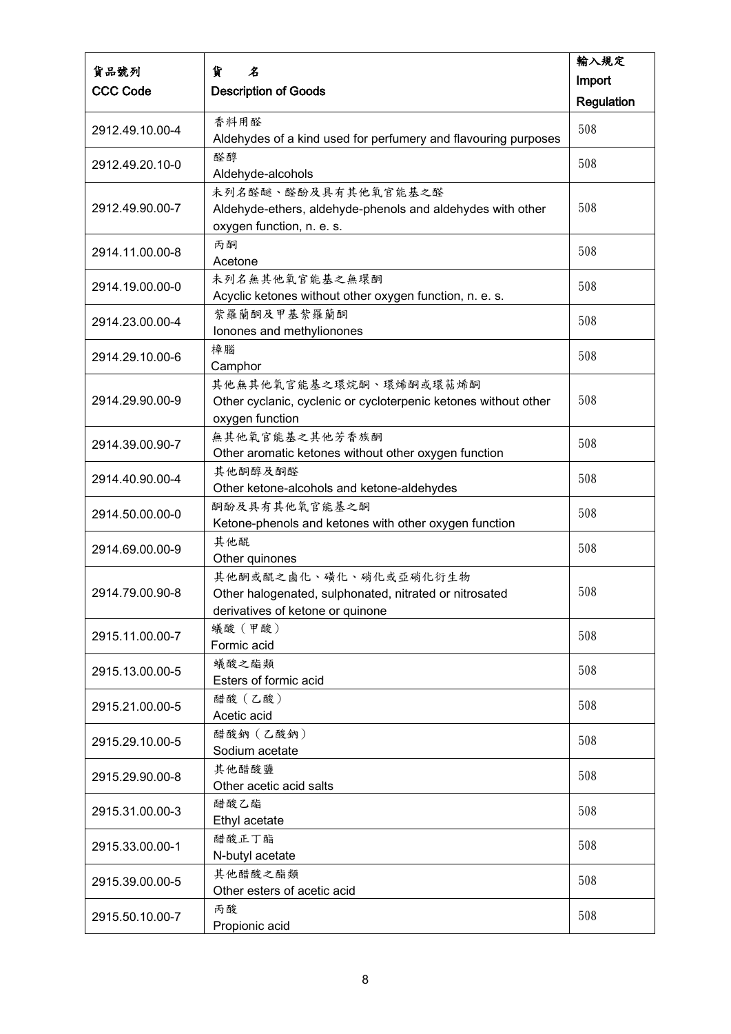| 貨品號列<br>CCC Code | 貨　名<br>Description of Goods | 輸入規定<br>Import Regulation |
|---|---|---|
| 2912.49.10.00-4 | 香料用醛<br>Aldehydes of a kind used for perfumery and flavouring purposes | 508 |
| 2912.49.20.10-0 | 醛醇<br>Aldehyde-alcohols | 508 |
| 2912.49.90.00-7 | 未列名醛醚、醛酚及具有其他氧官能基之醛<br>Aldehyde-ethers, aldehyde-phenols and aldehydes with other oxygen function, n. e. s. | 508 |
| 2914.11.00.00-8 | 丙酮<br>Acetone | 508 |
| 2914.19.00.00-0 | 未列名無其他氧官能基之無環酮<br>Acyclic ketones without other oxygen function, n. e. s. | 508 |
| 2914.23.00.00-4 | 紫羅蘭酮及甲基紫羅蘭酮<br>Ionones and methylionones | 508 |
| 2914.29.10.00-6 | 樟腦<br>Camphor | 508 |
| 2914.29.90.00-9 | 其他無其他氧官能基之環烷酮、環烯酮或環萜烯酮<br>Other cyclanic, cyclenic or cycloterpenic ketones without other oxygen function | 508 |
| 2914.39.00.90-7 | 無其他氧官能基之其他芳香族酮<br>Other aromatic ketones without other oxygen function | 508 |
| 2914.40.90.00-4 | 其他酮醇及酮醛<br>Other ketone-alcohols and ketone-aldehydes | 508 |
| 2914.50.00.00-0 | 酮酚及具有其他氧官能基之酮<br>Ketone-phenols and ketones with other oxygen function | 508 |
| 2914.69.00.00-9 | 其他醌<br>Other quinones | 508 |
| 2914.79.00.90-8 | 其他酮或醌之鹵化、磺化、硝化或亞硝化衍生物<br>Other halogenated, sulphonated, nitrated or nitrosated derivatives of ketone or quinone | 508 |
| 2915.11.00.00-7 | 蟻酸（甲酸）<br>Formic acid | 508 |
| 2915.13.00.00-5 | 蟻酸之酯類<br>Esters of formic acid | 508 |
| 2915.21.00.00-5 | 醋酸（乙酸）<br>Acetic acid | 508 |
| 2915.29.10.00-5 | 醋酸鈉（乙酸鈉）<br>Sodium acetate | 508 |
| 2915.29.90.00-8 | 其他醋酸鹽<br>Other acetic acid salts | 508 |
| 2915.31.00.00-3 | 醋酸乙酯<br>Ethyl acetate | 508 |
| 2915.33.00.00-1 | 醋酸正丁酯<br>N-butyl acetate | 508 |
| 2915.39.00.00-5 | 其他醋酸之酯類<br>Other esters of acetic acid | 508 |
| 2915.50.10.00-7 | 丙酸<br>Propionic acid | 508 |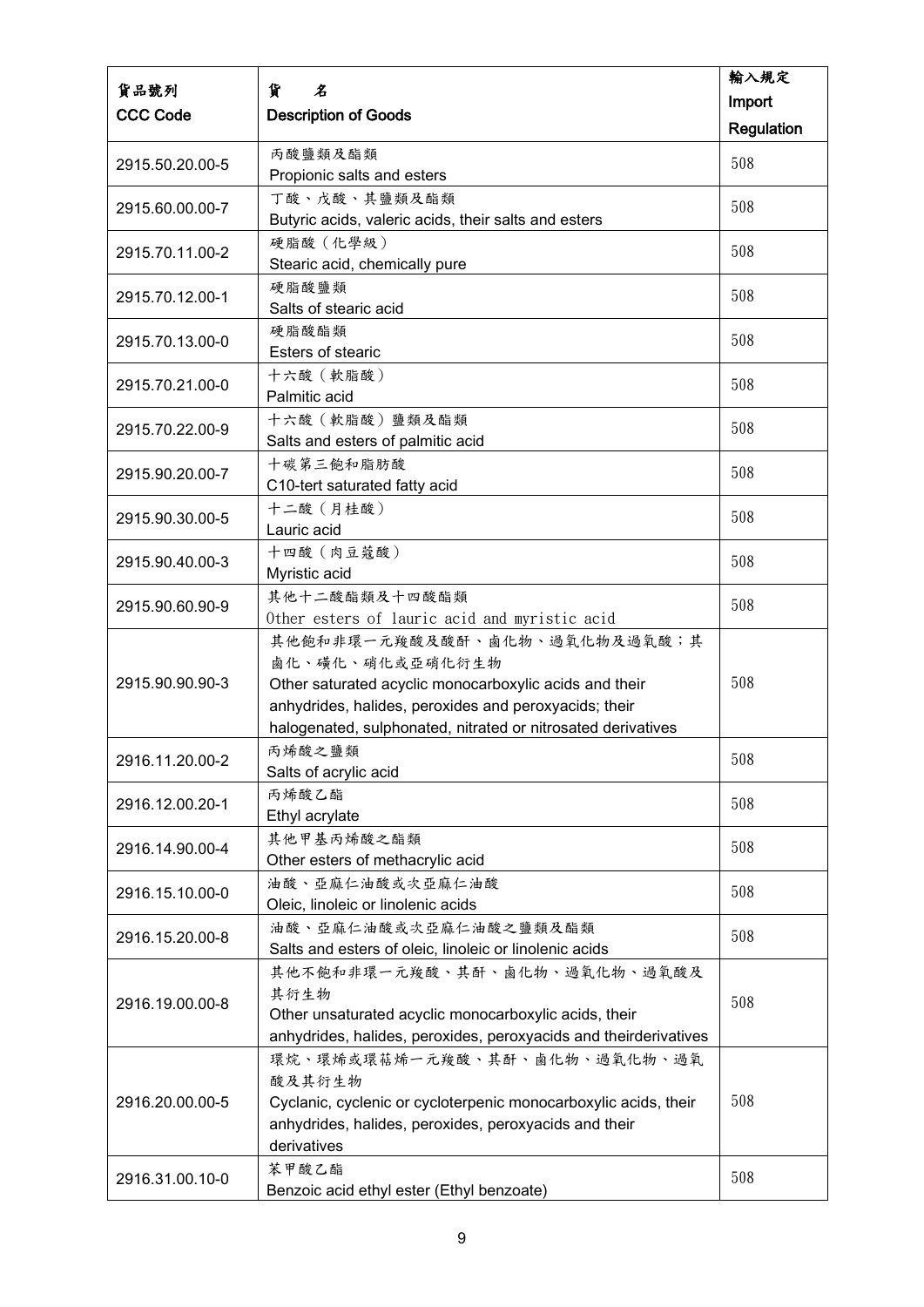| 貨品號列<br>CCC Code | 貨　名<br>Description of Goods | 輸入規定<br>Import Regulation |
|---|---|---|
| 2915.50.20.00-5 | 丙酸鹽類及酯類<br>Propionic salts and esters | 508 |
| 2915.60.00.00-7 | 丁酸、戊酸、其鹽類及酯類<br>Butyric acids, valeric acids, their salts and esters | 508 |
| 2915.70.11.00-2 | 硬脂酸（化學級）<br>Stearic acid, chemically pure | 508 |
| 2915.70.12.00-1 | 硬脂酸鹽類<br>Salts of stearic acid | 508 |
| 2915.70.13.00-0 | 硬脂酸酯類<br>Esters of stearic | 508 |
| 2915.70.21.00-0 | 十六酸（軟脂酸）<br>Palmitic acid | 508 |
| 2915.70.22.00-9 | 十六酸（軟脂酸）鹽類及酯類<br>Salts and esters of palmitic acid | 508 |
| 2915.90.20.00-7 | 十碳第三飽和脂肪酸<br>C10-tert saturated fatty acid | 508 |
| 2915.90.30.00-5 | 十二酸（月桂酸）<br>Lauric acid | 508 |
| 2915.90.40.00-3 | 十四酸（肉豆蔻酸）<br>Myristic acid | 508 |
| 2915.90.60.90-9 | 其他十二酸酯類及十四酸酯類<br>Other esters of lauric acid and myristic acid | 508 |
| 2915.90.90.90-3 | 其他飽和非環一元羧酸及酸酐、鹵化物、過氧化物及過氧酸；其鹵化、磺化、硝化或亞硝化衍生物<br>Other saturated acyclic monocarboxylic acids and their anhydrides, halides, peroxides and peroxyacids; their halogenated, sulphonated, nitrated or nitrosated derivatives | 508 |
| 2916.11.20.00-2 | 丙烯酸之鹽類<br>Salts of acrylic acid | 508 |
| 2916.12.00.20-1 | 丙烯酸乙酯<br>Ethyl acrylate | 508 |
| 2916.14.90.00-4 | 其他甲基丙烯酸之酯類<br>Other esters of methacrylic acid | 508 |
| 2916.15.10.00-0 | 油酸、亞麻仁油酸或次亞麻仁油酸<br>Oleic, linoleic or linolenic acids | 508 |
| 2916.15.20.00-8 | 油酸、亞麻仁油酸或次亞麻仁油酸之鹽類及酯類<br>Salts and esters of oleic, linoleic or linolenic acids | 508 |
| 2916.19.00.00-8 | 其他不飽和非環一元羧酸、其酐、鹵化物、過氧化物、過氧酸及其衍生物<br>Other unsaturated acyclic monocarboxylic acids, their anhydrides, halides, peroxides, peroxyacids and theirderivatives | 508 |
| 2916.20.00.00-5 | 環烷、環烯或環萜烯一元羧酸、其酐、鹵化物、過氧化物、過氧酸及其衍生物<br>Cyclanic, cyclenic or cycloterpenic monocarboxylic acids, their anhydrides, halides, peroxides, peroxyacids and their derivatives | 508 |
| 2916.31.00.10-0 | 苯甲酸乙酯<br>Benzoic acid ethyl ester (Ethyl benzoate) | 508 |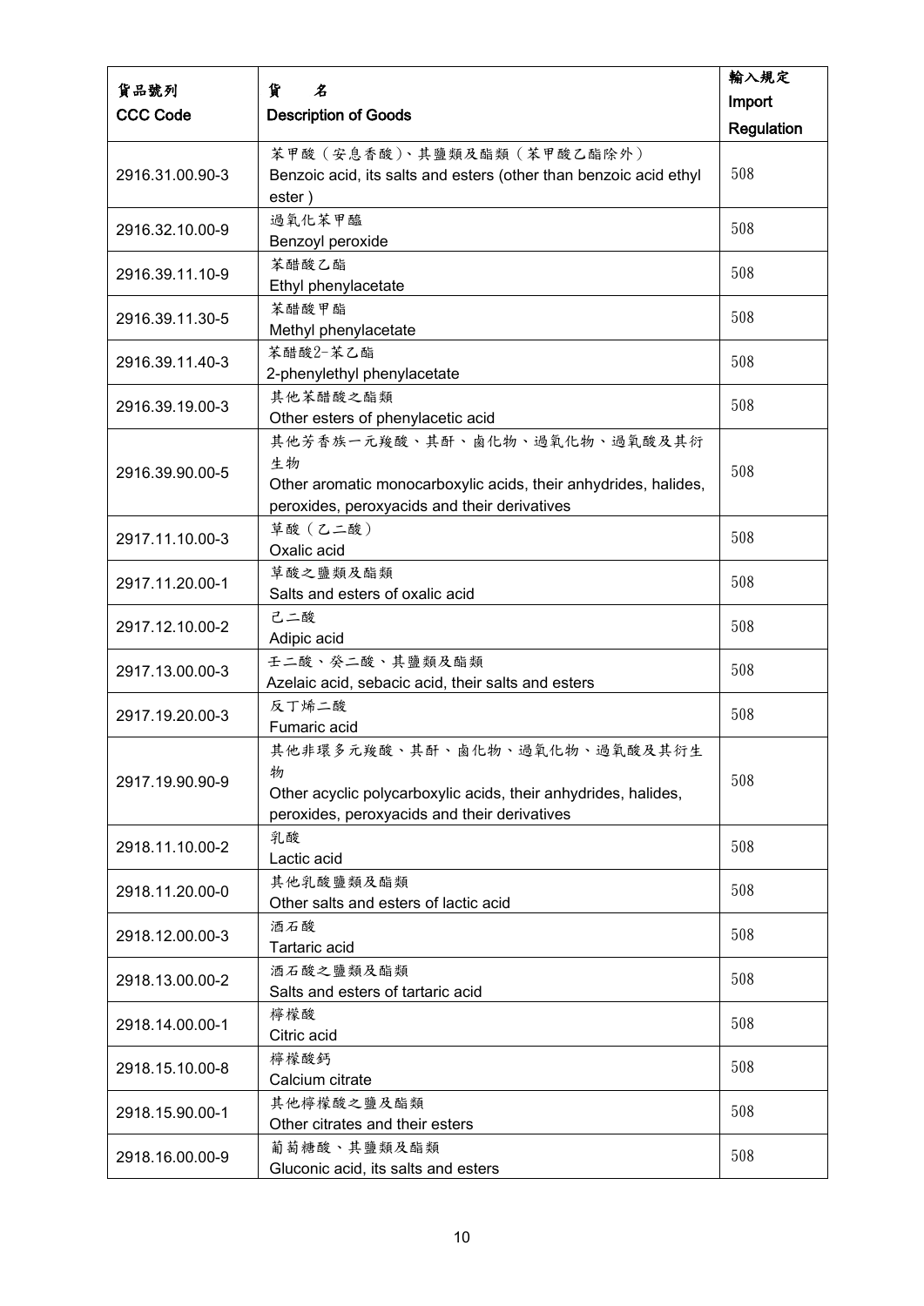| 貨品號列<br>CCC Code | 貨　名<br>Description of Goods | 輸入規定<br>Import Regulation |
|---|---|---|
| 2916.31.00.90-3 | 苯甲酸（安息香酸)、其鹽類及酯類（苯甲酸乙酯除外）<br>Benzoic acid, its salts and esters (other than benzoic acid ethyl ester ) | 508 |
| 2916.32.10.00-9 | 過氧化苯甲醯<br>Benzoyl peroxide | 508 |
| 2916.39.11.10-9 | 苯醋酸乙酯<br>Ethyl phenylacetate | 508 |
| 2916.39.11.30-5 | 苯醋酸甲酯<br>Methyl phenylacetate | 508 |
| 2916.39.11.40-3 | 苯醋酸2-苯乙酯<br>2-phenylethyl phenylacetate | 508 |
| 2916.39.19.00-3 | 其他苯醋酸之酯類<br>Other esters of phenylacetic acid | 508 |
| 2916.39.90.00-5 | 其他芳香族一元羧酸、其酐、鹵化物、過氧化物、過氧酸及其衍生物<br>Other aromatic monocarboxylic acids, their anhydrides, halides, peroxides, peroxyacids and their derivatives | 508 |
| 2917.11.10.00-3 | 草酸（乙二酸）<br>Oxalic acid | 508 |
| 2917.11.20.00-1 | 草酸之鹽類及酯類<br>Salts and esters of oxalic acid | 508 |
| 2917.12.10.00-2 | 己二酸<br>Adipic acid | 508 |
| 2917.13.00.00-3 | 壬二酸、癸二酸、其鹽類及酯類<br>Azelaic acid, sebacic acid, their salts and esters | 508 |
| 2917.19.20.00-3 | 反丁烯二酸<br>Fumaric acid | 508 |
| 2917.19.90.90-9 | 其他非環多元羧酸、其酐、鹵化物、過氧化物、過氧酸及其衍生物<br>Other acyclic polycarboxylic acids, their anhydrides, halides, peroxides, peroxyacids and their derivatives | 508 |
| 2918.11.10.00-2 | 乳酸<br>Lactic acid | 508 |
| 2918.11.20.00-0 | 其他乳酸鹽類及酯類<br>Other salts and esters of lactic acid | 508 |
| 2918.12.00.00-3 | 酒石酸<br>Tartaric acid | 508 |
| 2918.13.00.00-2 | 酒石酸之鹽類及酯類<br>Salts and esters of tartaric acid | 508 |
| 2918.14.00.00-1 | 檸檬酸<br>Citric acid | 508 |
| 2918.15.10.00-8 | 檸檬酸鈣<br>Calcium citrate | 508 |
| 2918.15.90.00-1 | 其他檸檬酸之鹽及酯類<br>Other citrates and their esters | 508 |
| 2918.16.00.00-9 | 葡萄糖酸、其鹽類及酯類<br>Gluconic acid, its salts and esters | 508 |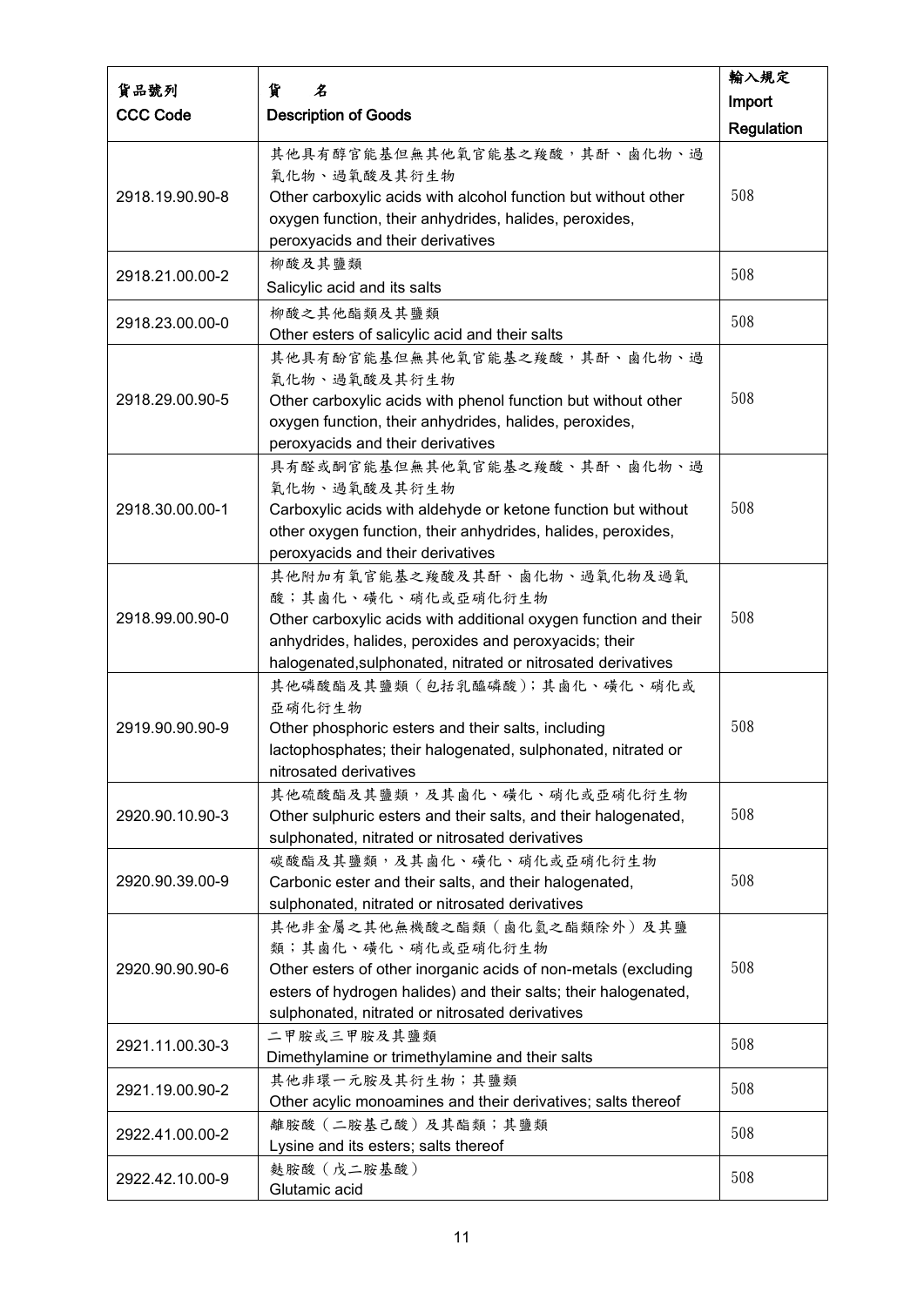| 貨品號列<br>CCC Code | 貨　名<br>Description of Goods | 輸入規定<br>Import Regulation |
|---|---|---|
| 2918.19.90.90-8 | 其他具有醇官能基但無其他氧官能基之羧酸，其酐、鹵化物、過氧化物、過氧酸及其衍生物<br>Other carboxylic acids with alcohol function but without other oxygen function, their anhydrides, halides, peroxides, peroxyacids and their derivatives | 508 |
| 2918.21.00.00-2 | 柳酸及其鹽類<br>Salicylic acid and its salts | 508 |
| 2918.23.00.00-0 | 柳酸之其他酯類及其鹽類<br>Other esters of salicylic acid and their salts | 508 |
| 2918.29.00.90-5 | 其他具有酚官能基但無其他氧官能基之羧酸，其酐、鹵化物、過氧化物、過氧酸及其衍生物<br>Other carboxylic acids with phenol function but without other oxygen function, their anhydrides, halides, peroxides, peroxyacids and their derivatives | 508 |
| 2918.30.00.00-1 | 具有醛或酮官能基但無其他氧官能基之羧酸、其酐、鹵化物、過氧化物、過氧酸及其衍生物<br>Carboxylic acids with aldehyde or ketone function but without other oxygen function, their anhydrides, halides, peroxides, peroxyacids and their derivatives | 508 |
| 2918.99.00.90-0 | 其他附加有氧官能基之羧酸及其酐、鹵化物、過氧化物及過氧酸；其鹵化、磺化、硝化或亞硝化衍生物<br>Other carboxylic acids with additional oxygen function and their anhydrides, halides, peroxides and peroxyacids; their halogenated,sulphonated, nitrated or nitrosated derivatives | 508 |
| 2919.90.90.90-9 | 其他磷酸酯及其鹽類（包括乳醯磷酸）；其鹵化、磺化、硝化或亞硝化衍生物<br>Other phosphoric esters and their salts, including lactophosphates; their halogenated, sulphonated, nitrated or nitrosated derivatives | 508 |
| 2920.90.10.90-3 | 其他硫酸酯及其鹽類，及其鹵化、磺化、硝化或亞硝化衍生物<br>Other sulphuric esters and their salts, and their halogenated, sulphonated, nitrated or nitrosated derivatives | 508 |
| 2920.90.39.00-9 | 碳酸酯及其鹽類，及其鹵化、磺化、硝化或亞硝化衍生物<br>Carbonic ester and their salts, and their halogenated, sulphonated, nitrated or nitrosated derivatives | 508 |
| 2920.90.90.90-6 | 其他非金屬之其他無機酸之酯類（鹵化氫之酯類除外）及其鹽類；其鹵化、磺化、硝化或亞硝化衍生物<br>Other esters of other inorganic acids of non-metals (excluding esters of hydrogen halides) and their salts; their halogenated, sulphonated, nitrated or nitrosated derivatives | 508 |
| 2921.11.00.30-3 | 二甲胺或三甲胺及其鹽類<br>Dimethylamine or trimethylamine and their salts | 508 |
| 2921.19.00.90-2 | 其他非環一元胺及其衍生物；其鹽類<br>Other acylic monoamines and their derivatives; salts thereof | 508 |
| 2922.41.00.00-2 | 離胺酸（二胺基己酸）及其酯類；其鹽類<br>Lysine and its esters; salts thereof | 508 |
| 2922.42.10.00-9 | 麩胺酸（戊二胺基酸）<br>Glutamic acid | 508 |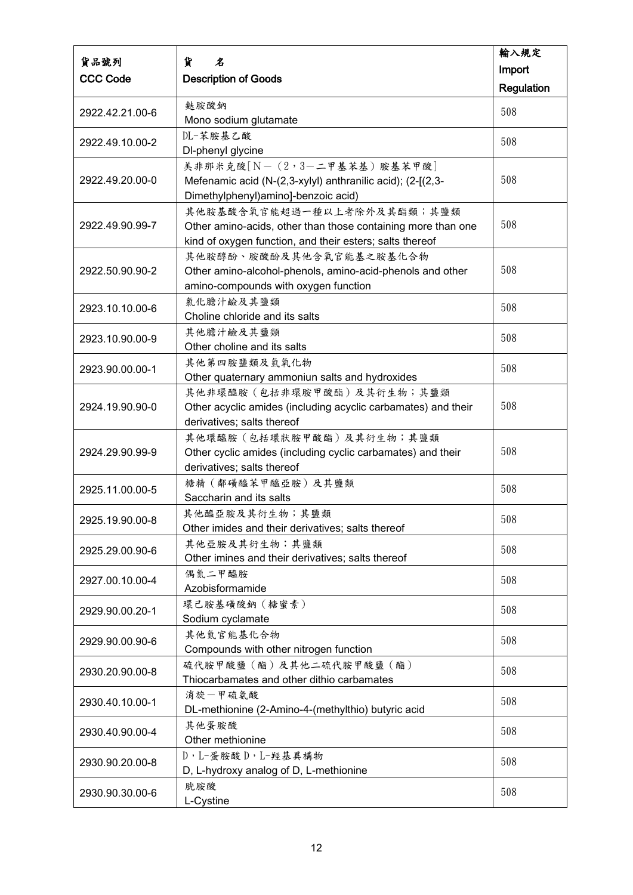| 貨品號列<br>CCC Code | 貨　名<br>Description of Goods | 輸入規定<br>Import Regulation |
|---|---|---|
| 2922.42.21.00-6 | 麩胺酸鈉<br>Mono sodium glutamate | 508 |
| 2922.49.10.00-2 | DL-苯胺基乙酸<br>Dl-phenyl glycine | 508 |
| 2922.49.20.00-0 | 美非那米克酸[N－(2，3－二甲基苯基)胺基苯甲酸]<br>Mefenamic acid (N-(2,3-xylyl) anthranilic acid); (2-[(2,3-Dimethylphenyl)amino]-benzoic acid) | 508 |
| 2922.49.90.99-7 | 其他胺基酸含氧官能超過一種以上者除外及其酯類；其鹽類<br>Other amino-acids, other than those containing more than one kind of oxygen function, and their esters; salts thereof | 508 |
| 2922.50.90.90-2 | 其他胺醇酚、胺酸酚及其他含氧官能基之胺基化合物<br>Other amino-alcohol-phenols, amino-acid-phenols and other amino-compounds with oxygen function | 508 |
| 2923.10.10.00-6 | 氯化膽汁鹼及其鹽類<br>Choline chloride and its salts | 508 |
| 2923.10.90.00-9 | 其他膽汁鹼及其鹽類<br>Other choline and its salts | 508 |
| 2923.90.00.00-1 | 其他第四胺鹽類及氫氧化物<br>Other quaternary ammoniun salts and hydroxides | 508 |
| 2924.19.90.90-0 | 其他非環醯胺(包括非環胺甲酸酯)及其衍生物；其鹽類<br>Other acyclic amides (including acyclic carbamates) and their derivatives; salts thereof | 508 |
| 2924.29.90.99-9 | 其他環醯胺(包括環狀胺甲酸酯)及其衍生物；其鹽類<br>Other cyclic amides (including cyclic carbamates) and their derivatives; salts thereof | 508 |
| 2925.11.00.00-5 | 糖精(鄰磺醯苯甲醯亞胺)及其鹽類<br>Saccharin and its salts | 508 |
| 2925.19.90.00-8 | 其他醯亞胺及其衍生物；其鹽類<br>Other imides and their derivatives; salts thereof | 508 |
| 2925.29.00.90-6 | 其他亞胺及其衍生物；其鹽類<br>Other imines and their derivatives; salts thereof | 508 |
| 2927.00.10.00-4 | 偶氮二甲醯胺<br>Azobisformamide | 508 |
| 2929.90.00.20-1 | 環己胺基磺酸鈉(糖蜜素)<br>Sodium cyclamate | 508 |
| 2929.90.00.90-6 | 其他氮官能基化合物<br>Compounds with other nitrogen function | 508 |
| 2930.20.90.00-8 | 硫代胺甲酸鹽(酯)及其他二硫代胺甲酸鹽(酯)<br>Thiocarbamates and other dithio carbamates | 508 |
| 2930.40.10.00-1 | 消旋－甲硫氨酸<br>DL-methionine (2-Amino-4-(methylthio) butyric acid | 508 |
| 2930.40.90.00-4 | 其他蛋胺酸<br>Other methionine | 508 |
| 2930.90.20.00-8 | D，L-蛋胺酸D，L-羥基異構物<br>D, L-hydroxy analog of D, L-methionine | 508 |
| 2930.90.30.00-6 | 胱胺酸<br>L-Cystine | 508 |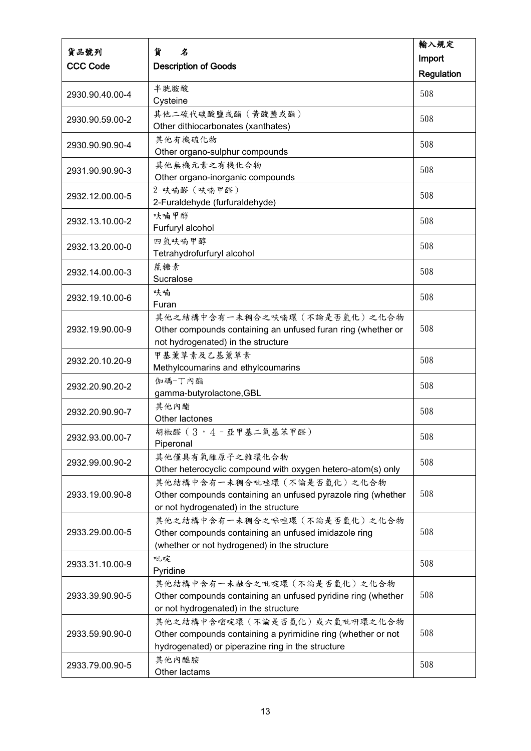| 貨品號列<br>CCC Code | 貨　名<br>Description of Goods | 輸入規定<br>Import Regulation |
|---|---|---|
| 2930.90.40.00-4 | 半胱胺酸<br>Cysteine | 508 |
| 2930.90.59.00-2 | 其他二硫代碳酸鹽或酯（黃酸鹽或酯）<br>Other dithiocarbonates (xanthates) | 508 |
| 2930.90.90.90-4 | 其他有機硫化物<br>Other organo-sulphur compounds | 508 |
| 2931.90.90.90-3 | 其他無機元素之有機化合物<br>Other organo-inorganic compounds | 508 |
| 2932.12.00.00-5 | 2-呋喃醛（呋喃甲醛）<br>2-Furaldehyde (furfuraldehyde) | 508 |
| 2932.13.10.00-2 | 呋喃甲醇<br>Furfuryl alcohol | 508 |
| 2932.13.20.00-0 | 四氫呋喃甲醇<br>Tetrahydrofurfuryl alcohol | 508 |
| 2932.14.00.00-3 | 蔗糖素<br>Sucralose | 508 |
| 2932.19.10.00-6 | 呋喃<br>Furan | 508 |
| 2932.19.90.00-9 | 其他之結構中含有一未稠合之呋喃環（不論是否氫化）之化合物<br>Other compounds containing an unfused furan ring (whether or not hydrogenated) in the structure | 508 |
| 2932.20.10.20-9 | 甲基薰草素及乙基薰草素<br>Methylcoumarins and ethylcoumarins | 508 |
| 2932.20.90.20-2 | 伽碼-丁內酯<br>gamma-butyrolactone,GBL | 508 |
| 2932.20.90.90-7 | 其他內酯<br>Other lactones | 508 |
| 2932.93.00.00-7 | 胡椒醛（３，４－亞甲基二氧基苯甲醛）<br>Piperonal | 508 |
| 2932.99.00.90-2 | 其他僅具有氧雜原子之雜環化合物<br>Other heterocyclic compound with oxygen hetero-atom(s) only | 508 |
| 2933.19.00.90-8 | 其他結構中含有一未稠合吡唑環（不論是否氫化）之化合物<br>Other compounds containing an unfused pyrazole ring (whether or not hydrogenated) in the structure | 508 |
| 2933.29.00.00-5 | 其他之結構中含有一未稠合之咪唑環（不論是否氫化）之化合物<br>Other compounds containing an unfused imidazole ring (whether or not hydrogened) in the structure | 508 |
| 2933.31.10.00-9 | 吡啶<br>Pyridine | 508 |
| 2933.39.90.90-5 | 其他結構中含有一未融合之吡啶環（不論是否氫化）之化合物<br>Other compounds containing an unfused pyridine ring (whether or not hydrogenated) in the structure | 508 |
| 2933.59.90.90-0 | 其他之結構中含嘧啶環（不論是否氫化）或六氫吡哄環之化合物<br>Other compounds containing a pyrimidine ring (whether or not hydrogenated) or piperazine ring in the structure | 508 |
| 2933.79.00.90-5 | 其他內醯胺<br>Other lactams | 508 |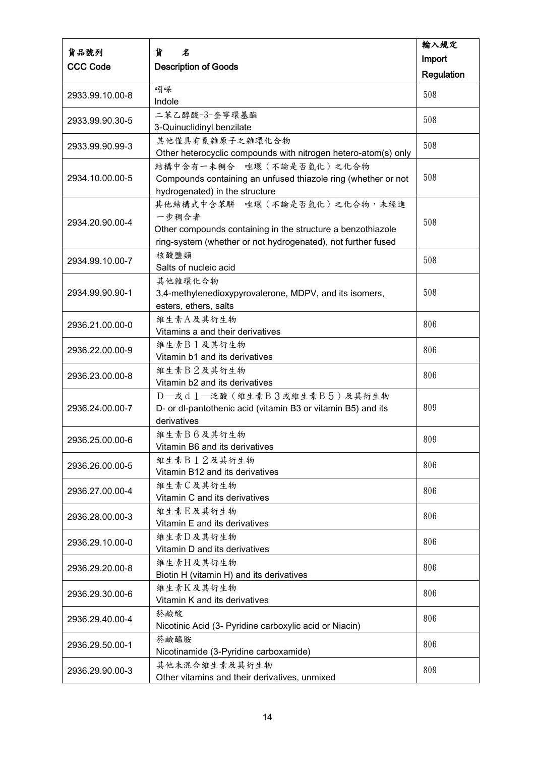| 貨品號列<br>CCC Code | 貨　名<br>Description of Goods | 輸入規定<br>Import Regulation |
|---|---|---|
| 2933.99.10.00-8 | 吲哚<br>Indole | 508 |
| 2933.99.90.30-5 | 二苯乙醇酸-3-奎寧環基酯<br>3-Quinuclidinyl benzilate | 508 |
| 2933.99.90.99-3 | 其他僅具有氮雜原子之雜環化合物<br>Other heterocyclic compounds with nitrogen hetero-atom(s) only | 508 |
| 2934.10.00.00-5 | 結構中含有一未稠合　唑環（不論是否氫化）之化合物<br>Compounds containing an unfused thiazole ring (whether or not hydrogenated) in the structure | 508 |
| 2934.20.90.00-4 | 其他結構式中含苯駢　唑環（不論是否氫化）之化合物，未經進一步稠合者<br>Other compounds containing in the structure a benzothiazole ring-system (whether or not hydrogenated), not further fused | 508 |
| 2934.99.10.00-7 | 核酸鹽類<br>Salts of nucleic acid | 508 |
| 2934.99.90.90-1 | 其他雜環化合物<br>3,4-methylenedioxypyrovalerone, MDPV, and its isomers, esters, ethers, salts | 508 |
| 2936.21.00.00-0 | 維生素A及其衍生物<br>Vitamins a and their derivatives | 806 |
| 2936.22.00.00-9 | 維生素Ｂ１及其衍生物<br>Vitamin b1 and its derivatives | 806 |
| 2936.23.00.00-8 | 維生素Ｂ２及其衍生物<br>Vitamin b2 and its derivatives | 806 |
| 2936.24.00.00-7 | Ｄ—或ｄｌ—泛酸（維生素Ｂ３或維生素Ｂ５）及其衍生物<br>D- or dl-pantothenic acid (vitamin B3 or vitamin B5) and its derivatives | 809 |
| 2936.25.00.00-6 | 維生素Ｂ６及其衍生物<br>Vitamin B6 and its derivatives | 809 |
| 2936.26.00.00-5 | 維生素Ｂ１２及其衍生物<br>Vitamin B12 and its derivatives | 806 |
| 2936.27.00.00-4 | 維生素C及其衍生物<br>Vitamin C and its derivatives | 806 |
| 2936.28.00.00-3 | 維生素E及其衍生物<br>Vitamin E and its derivatives | 806 |
| 2936.29.10.00-0 | 維生素D及其衍生物<br>Vitamin D and its derivatives | 806 |
| 2936.29.20.00-8 | 維生素H及其衍生物<br>Biotin H (vitamin H) and its derivatives | 806 |
| 2936.29.30.00-6 | 維生素K及其衍生物<br>Vitamin K and its derivatives | 806 |
| 2936.29.40.00-4 | 菸鹼酸<br>Nicotinic Acid (3- Pyridine carboxylic acid or Niacin) | 806 |
| 2936.29.50.00-1 | 菸鹼醯胺<br>Nicotinamide (3-Pyridine carboxamide) | 806 |
| 2936.29.90.00-3 | 其他未混合維生素及其衍生物<br>Other vitamins and their derivatives, unmixed | 809 |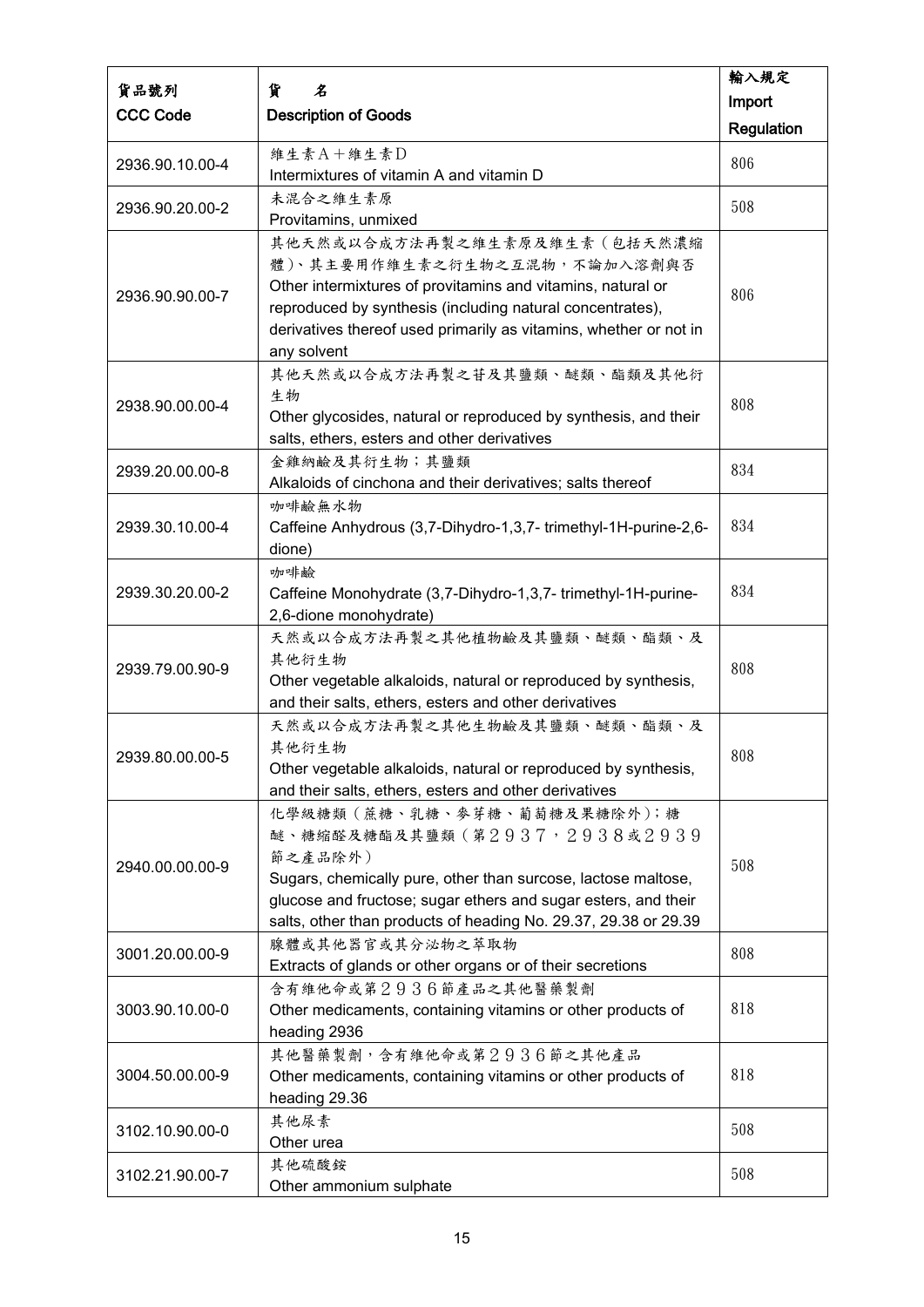| 貨品號列<br>CCC Code | 貨　名<br>Description of Goods | 輸入規定<br>Import Regulation |
|---|---|---|
| 2936.90.10.00-4 | 維生素Ａ＋維生素Ｄ<br>Intermixtures of vitamin A and vitamin D | 806 |
| 2936.90.20.00-2 | 未混合之維生素原<br>Provitamins, unmixed | 508 |
| 2936.90.90.00-7 | 其他天然或以合成方法再製之維生素原及維生素（包括天然濃縮體）、其主要用作維生素之衍生物之互混物，不論加入溶劑與否<br>Other intermixtures of provitamins and vitamins, natural or reproduced by synthesis (including natural concentrates), derivatives thereof used primarily as vitamins, whether or not in any solvent | 806 |
| 2938.90.00.00-4 | 其他天然或以合成方法再製之苷及其鹽類、醚類、酯類及其他衍生物<br>Other glycosides, natural or reproduced by synthesis, and their salts, ethers, esters and other derivatives | 808 |
| 2939.20.00.00-8 | 金雞納鹼及其衍生物；其鹽類<br>Alkaloids of cinchona and their derivatives; salts thereof | 834 |
| 2939.30.10.00-4 | 咖啡鹼無水物<br>Caffeine Anhydrous (3,7-Dihydro-1,3,7- trimethyl-1H-purine-2,6-dione) | 834 |
| 2939.30.20.00-2 | 咖啡鹼<br>Caffeine Monohydrate (3,7-Dihydro-1,3,7- trimethyl-1H-purine-2,6-dione monohydrate) | 834 |
| 2939.79.00.90-9 | 天然或以合成方法再製之其他植物鹼及其鹽類、醚類、酯類、及其他衍生物<br>Other vegetable alkaloids, natural or reproduced by synthesis, and their salts, ethers, esters and other derivatives | 808 |
| 2939.80.00.00-5 | 天然或以合成方法再製之其他生物鹼及其鹽類、醚類、酯類、及其他衍生物<br>Other vegetable alkaloids, natural or reproduced by synthesis, and their salts, ethers, esters and other derivatives | 808 |
| 2940.00.00.00-9 | 化學級糖類（蔗糖、乳糖、麥芽糖、葡萄糖及果糖除外）；糖醚、糖縮醛及糖酯及其鹽類（第２９３７，２９３８或２９３９節之產品除外）<br>Sugars, chemically pure, other than surcose, lactose maltose, glucose and fructose; sugar ethers and sugar esters, and their salts, other than products of heading No. 29.37, 29.38 or 29.39 | 508 |
| 3001.20.00.00-9 | 腺體或其他器官或其分泌物之萃取物<br>Extracts of glands or other organs or of their secretions | 808 |
| 3003.90.10.00-0 | 含有維他命或第２９３６節產品之其他醫藥製劑<br>Other medicaments, containing vitamins or other products of heading 2936 | 818 |
| 3004.50.00.00-9 | 其他醫藥製劑，含有維他命或第２９３６節之其他產品<br>Other medicaments, containing vitamins or other products of heading 29.36 | 818 |
| 3102.10.90.00-0 | 其他尿素<br>Other urea | 508 |
| 3102.21.90.00-7 | 其他硫酸銨<br>Other ammonium sulphate | 508 |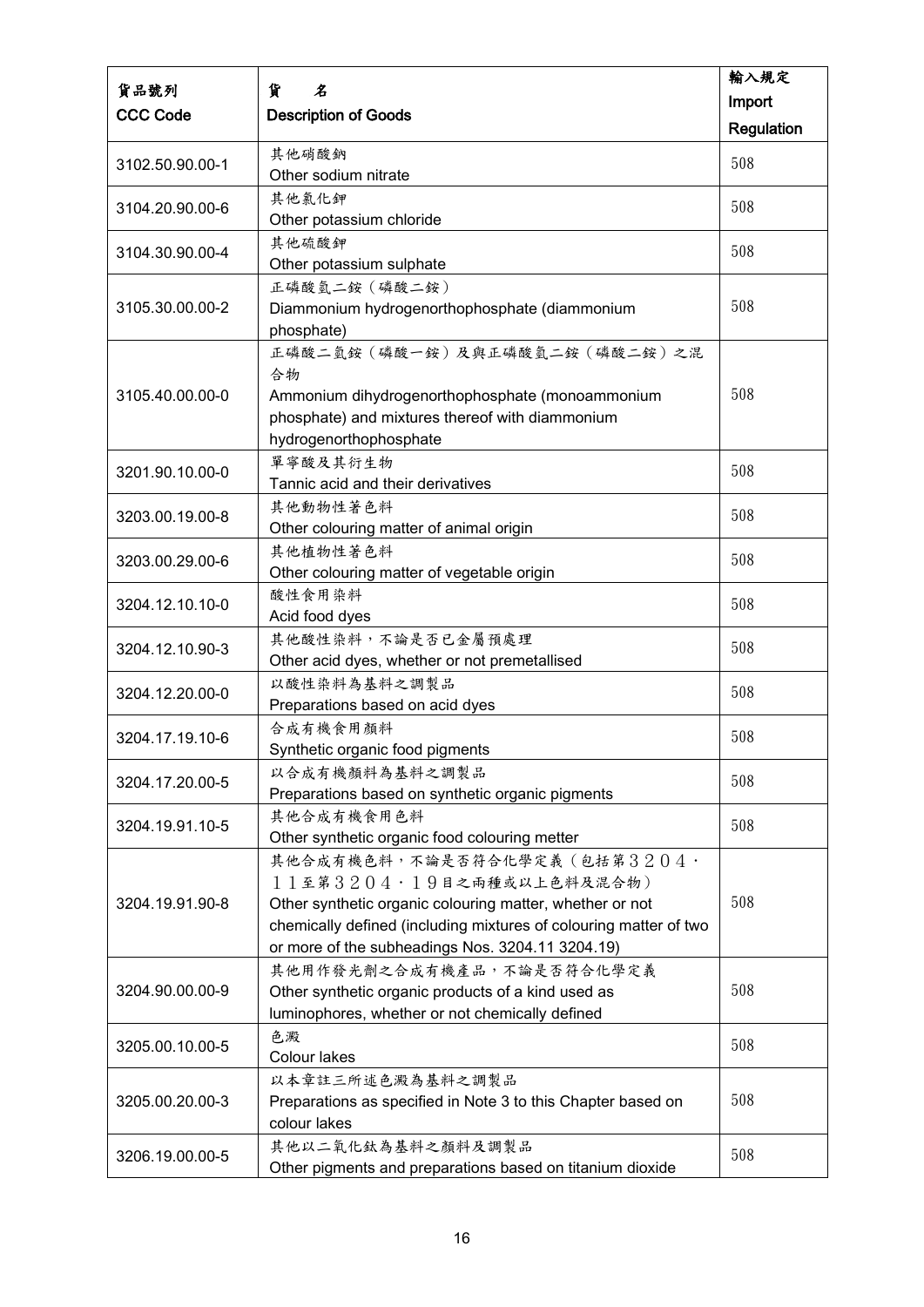| 貨品號列<br>CCC Code | 貨　名<br>Description of Goods | 輸入規定<br>Import Regulation |
|---|---|---|
| 3102.50.90.00-1 | 其他硝酸鈉<br>Other sodium nitrate | 508 |
| 3104.20.90.00-6 | 其他氯化鉀<br>Other potassium chloride | 508 |
| 3104.30.90.00-4 | 其他硫酸鉀<br>Other potassium sulphate | 508 |
| 3105.30.00.00-2 | 正磷酸氫二銨（磷酸二銨）<br>Diammonium hydrogenorthophosphate (diammonium phosphate) | 508 |
| 3105.40.00.00-0 | 正磷酸二氫銨（磷酸一銨）及與正磷酸氫二銨（磷酸二銨）之混合物<br>Ammonium dihydrogenorthophosphate (monoammonium phosphate) and mixtures thereof with diammonium hydrogenorthophosphate | 508 |
| 3201.90.10.00-0 | 單寧酸及其衍生物<br>Tannic acid and their derivatives | 508 |
| 3203.00.19.00-8 | 其他動物性著色料<br>Other colouring matter of animal origin | 508 |
| 3203.00.29.00-6 | 其他植物性著色料<br>Other colouring matter of vegetable origin | 508 |
| 3204.12.10.10-0 | 酸性食用染料<br>Acid food dyes | 508 |
| 3204.12.10.90-3 | 其他酸性染料，不論是否已金屬預處理<br>Other acid dyes, whether or not premetallised | 508 |
| 3204.12.20.00-0 | 以酸性染料為基料之調製品<br>Preparations based on acid dyes | 508 |
| 3204.17.19.10-6 | 合成有機食用顏料<br>Synthetic organic food pigments | 508 |
| 3204.17.20.00-5 | 以合成有機顏料為基料之調製品<br>Preparations based on synthetic organic pigments | 508 |
| 3204.19.91.10-5 | 其他合成有機食用色料<br>Other synthetic organic food colouring metter | 508 |
| 3204.19.91.90-8 | 其他合成有機色料，不論是否符合化學定義（包括第３２０４．１１至第３２０４．１９目之兩種或以上色料及混合物）<br>Other synthetic organic colouring matter, whether or not chemically defined (including mixtures of colouring matter of two or more of the subheadings Nos. 3204.11 3204.19) | 508 |
| 3204.90.00.00-9 | 其他用作發光劑之合成有機產品，不論是否符合化學定義<br>Other synthetic organic products of a kind used as luminophores, whether or not chemically defined | 508 |
| 3205.00.10.00-5 | 色澱<br>Colour lakes | 508 |
| 3205.00.20.00-3 | 以本章註三所述色澱為基料之調製品<br>Preparations as specified in Note 3 to this Chapter based on colour lakes | 508 |
| 3206.19.00.00-5 | 其他以二氧化鈦為基料之顏料及調製品<br>Other pigments and preparations based on titanium dioxide | 508 |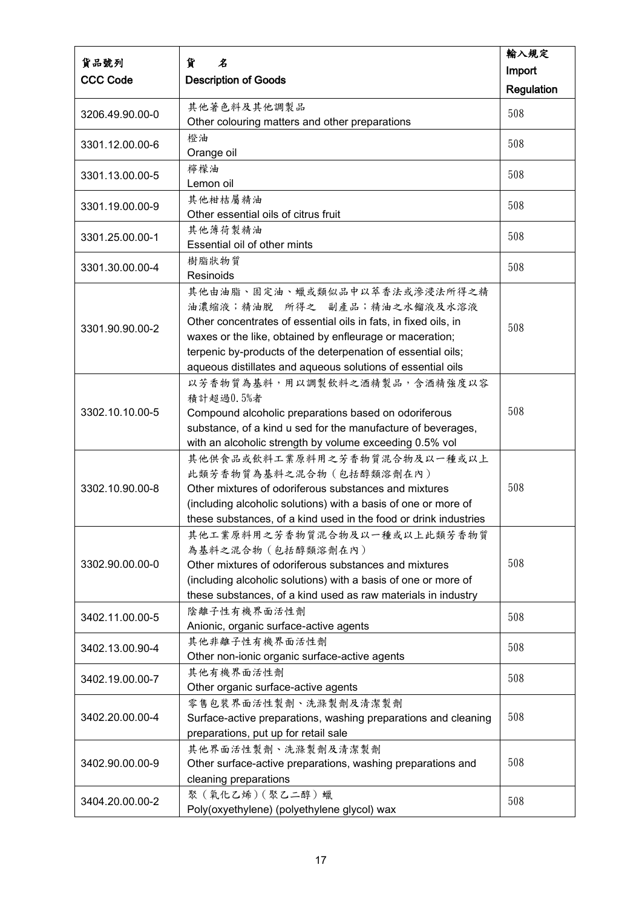| 貨品號列<br>CCC Code | 貨　名<br>Description of Goods | 輸入規定<br>Import Regulation |
|---|---|---|
| 3206.49.90.00-0 | 其他著色料及其他調製品<br>Other colouring matters and other preparations | 508 |
| 3301.12.00.00-6 | 橙油<br>Orange oil | 508 |
| 3301.13.00.00-5 | 檸檬油<br>Lemon oil | 508 |
| 3301.19.00.00-9 | 其他柑桔屬精油<br>Other essential oils of citrus fruit | 508 |
| 3301.25.00.00-1 | 其他薄荷製精油<br>Essential oil of other mints | 508 |
| 3301.30.00.00-4 | 樹脂狀物質<br>Resinoids | 508 |
| 3301.90.90.00-2 | 其他由油脂、固定油、蠟或類似品中以萃香法或滲浸法所得之精油濃縮液；精油脫　所得之　副產品；精油之水餾液及水溶液<br>Other concentrates of essential oils in fats, in fixed oils, in waxes or the like, obtained by enfleurage or maceration; terpenic by-products of the deterpenation of essential oils; aqueous distillates and aqueous solutions of essential oils | 508 |
| 3302.10.10.00-5 | 以芳香物質為基料，用以調製飲料之酒精製品，含酒精強度以容積計超過0.5%者<br>Compound alcoholic preparations based on odoriferous substance, of a kind u sed for the manufacture of beverages, with an alcoholic strength by volume exceeding 0.5% vol | 508 |
| 3302.10.90.00-8 | 其他供食品或飲料工業原料用之芳香物質混合物及以一種或以上此類芳香物質為基料之混合物（包括醇類溶劑在內）<br>Other mixtures of odoriferous substances and mixtures (including alcoholic solutions) with a basis of one or more of these substances, of a kind used in the food or drink industries | 508 |
| 3302.90.00.00-0 | 其他工業原料用之芳香物質混合物及以一種或以上此類芳香物質為基料之混合物（包括醇類溶劑在內）<br>Other mixtures of odoriferous substances and mixtures (including alcoholic solutions) with a basis of one or more of these substances, of a kind used as raw materials in industry | 508 |
| 3402.11.00.00-5 | 陰離子性有機界面活性劑<br>Anionic, organic surface-active agents | 508 |
| 3402.13.00.90-4 | 其他非離子性有機界面活性劑<br>Other non-ionic organic surface-active agents | 508 |
| 3402.19.00.00-7 | 其他有機界面活性劑<br>Other organic surface-active agents | 508 |
| 3402.20.00.00-4 | 零售包裝界面活性製劑、洗滌製劑及清潔製劑<br>Surface-active preparations, washing preparations and cleaning preparations, put up for retail sale | 508 |
| 3402.90.00.00-9 | 其他界面活性製劑、洗滌製劑及清潔製劑<br>Other surface-active preparations, washing preparations and cleaning preparations | 508 |
| 3404.20.00.00-2 | 聚（氧化乙烯）（聚乙二醇）蠟<br>Poly(oxyethylene) (polyethylene glycol) wax | 508 |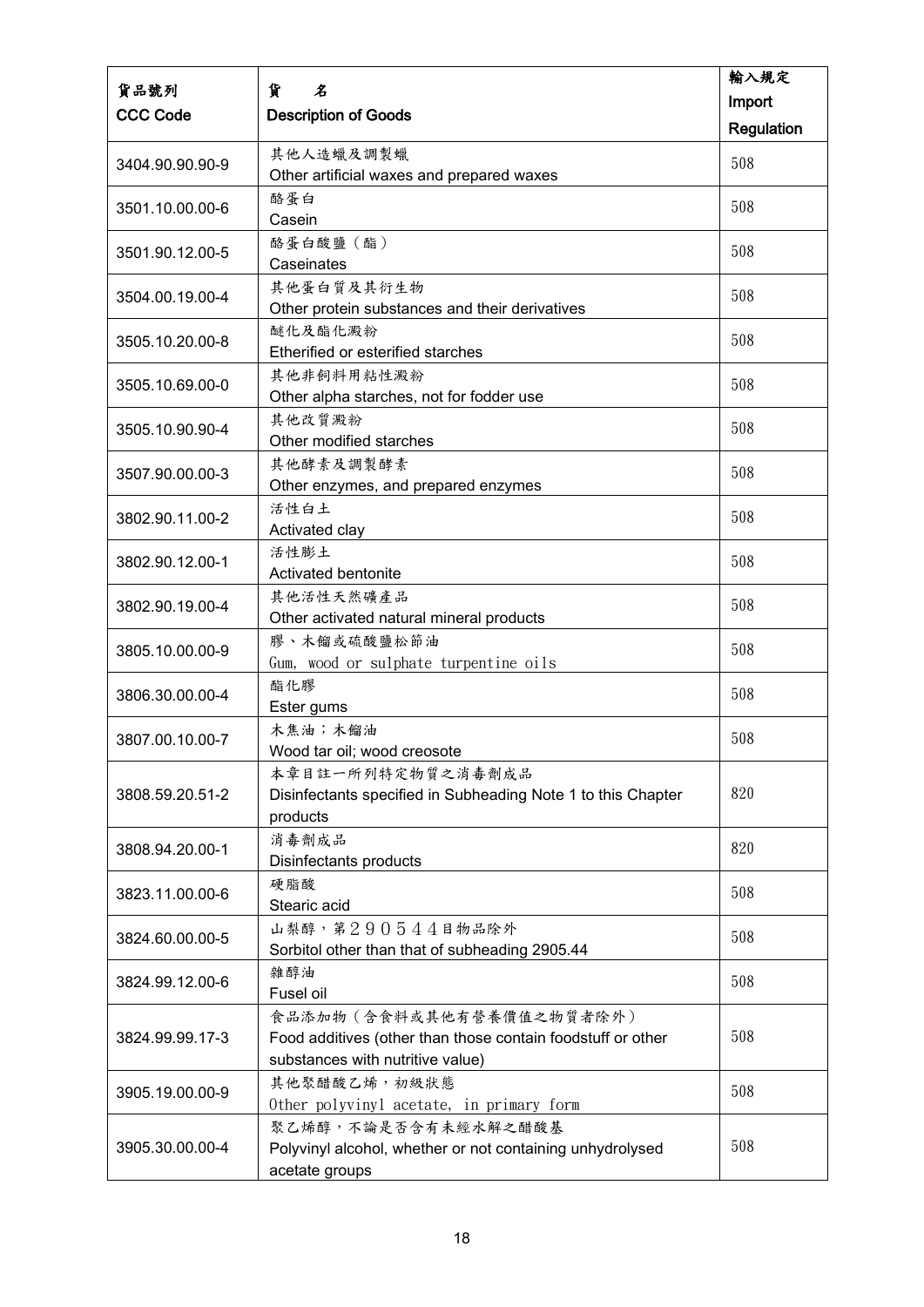| 貨品號列<br>CCC Code | 貨　名<br>Description of Goods | 輸入規定<br>Import Regulation |
|---|---|---|
| 3404.90.90.90-9 | 其他人造蠟及調製蠟<br>Other artificial waxes and prepared waxes | 508 |
| 3501.10.00.00-6 | 酪蛋白<br>Casein | 508 |
| 3501.90.12.00-5 | 酪蛋白酸鹽（酯）<br>Caseinates | 508 |
| 3504.00.19.00-4 | 其他蛋白質及其衍生物<br>Other protein substances and their derivatives | 508 |
| 3505.10.20.00-8 | 醚化及酯化澱粉<br>Etherified or esterified starches | 508 |
| 3505.10.69.00-0 | 其他非飼料用粘性澱粉<br>Other alpha starches, not for fodder use | 508 |
| 3505.10.90.90-4 | 其他改質澱粉<br>Other modified starches | 508 |
| 3507.90.00.00-3 | 其他酵素及調製酵素<br>Other enzymes, and prepared enzymes | 508 |
| 3802.90.11.00-2 | 活性白土<br>Activated clay | 508 |
| 3802.90.12.00-1 | 活性膨土<br>Activated bentonite | 508 |
| 3802.90.19.00-4 | 其他活性天然礦產品<br>Other activated natural mineral products | 508 |
| 3805.10.00.00-9 | 膠、木餾或硫酸鹽松節油<br>Gum, wood or sulphate turpentine oils | 508 |
| 3806.30.00.00-4 | 酯化膠<br>Ester gums | 508 |
| 3807.00.10.00-7 | 木焦油；木餾油<br>Wood tar oil; wood creosote | 508 |
| 3808.59.20.51-2 | 本章目註一所列特定物質之消毒劑成品<br>Disinfectants specified in Subheading Note 1 to this Chapter products | 820 |
| 3808.94.20.00-1 | 消毒劑成品<br>Disinfectants products | 820 |
| 3823.11.00.00-6 | 硬脂酸<br>Stearic acid | 508 |
| 3824.60.00.00-5 | 山梨醇，第２９０５４４目物品除外<br>Sorbitol other than that of subheading 2905.44 | 508 |
| 3824.99.12.00-6 | 雜醇油<br>Fusel oil | 508 |
| 3824.99.99.17-3 | 食品添加物（含食料或其他有營養價值之物質者除外）<br>Food additives (other than those contain foodstuff or other substances with nutritive value) | 508 |
| 3905.19.00.00-9 | 其他聚醋酸乙烯，初級狀態<br>Other polyvinyl acetate, in primary form | 508 |
| 3905.30.00.00-4 | 聚乙烯醇，不論是否含有未經水解之醋酸基<br>Polyvinyl alcohol, whether or not containing unhydrolysed acetate groups | 508 |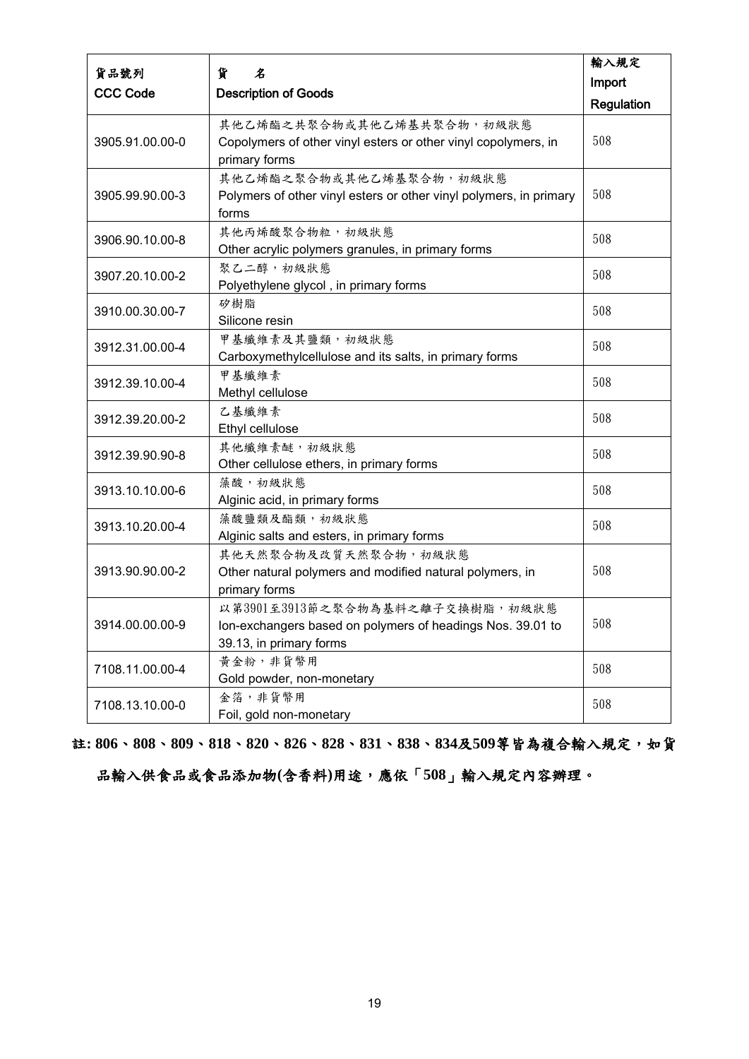| 貨品號列<br>CCC Code | 貨　名<br>Description of Goods | 輸入規定<br>Import Regulation |
|---|---|---|
| 3905.91.00.00-0 | 其他乙烯酯之共聚合物或其他乙烯基共聚合物，初級狀態<br>Copolymers of other vinyl esters or other vinyl copolymers, in primary forms | 508 |
| 3905.99.90.00-3 | 其他乙烯酯之聚合物或其他乙烯基聚合物，初級狀態<br>Polymers of other vinyl esters or other vinyl polymers, in primary forms | 508 |
| 3906.90.10.00-8 | 其他丙烯酸聚合物粒，初級狀態<br>Other acrylic polymers granules, in primary forms | 508 |
| 3907.20.10.00-2 | 聚乙二醇，初級狀態<br>Polyethylene glycol , in primary forms | 508 |
| 3910.00.30.00-7 | 矽樹脂<br>Silicone resin | 508 |
| 3912.31.00.00-4 | 甲基纖維素及其鹽類，初級狀態<br>Carboxymethylcellulose and its salts, in primary forms | 508 |
| 3912.39.10.00-4 | 甲基纖維素<br>Methyl cellulose | 508 |
| 3912.39.20.00-2 | 乙基纖維素<br>Ethyl cellulose | 508 |
| 3912.39.90.90-8 | 其他纖維素醚，初級狀態<br>Other cellulose ethers, in primary forms | 508 |
| 3913.10.10.00-6 | 藻酸，初級狀態<br>Alginic acid, in primary forms | 508 |
| 3913.10.20.00-4 | 藻酸鹽類及酯類，初級狀態<br>Alginic salts and esters, in primary forms | 508 |
| 3913.90.90.00-2 | 其他天然聚合物及改質天然聚合物，初級狀態<br>Other natural polymers and modified natural polymers, in primary forms | 508 |
| 3914.00.00.00-9 | 以第3901至3913節之聚合物為基料之離子交換樹脂，初級狀態<br>Ion-exchangers based on polymers of headings Nos. 39.01 to 39.13, in primary forms | 508 |
| 7108.11.00.00-4 | 黃金粉，非貨幣用<br>Gold powder, non-monetary | 508 |
| 7108.13.10.00-0 | 金箔，非貨幣用<br>Foil, gold non-monetary | 508 |

**註: 806、808、809、818、820、826、828、831、838、834及509等皆為複合輸入規定，如貨品輸入供食品或食品添加物(含香料)用途，應依「508」輸入規定內容辦理。**